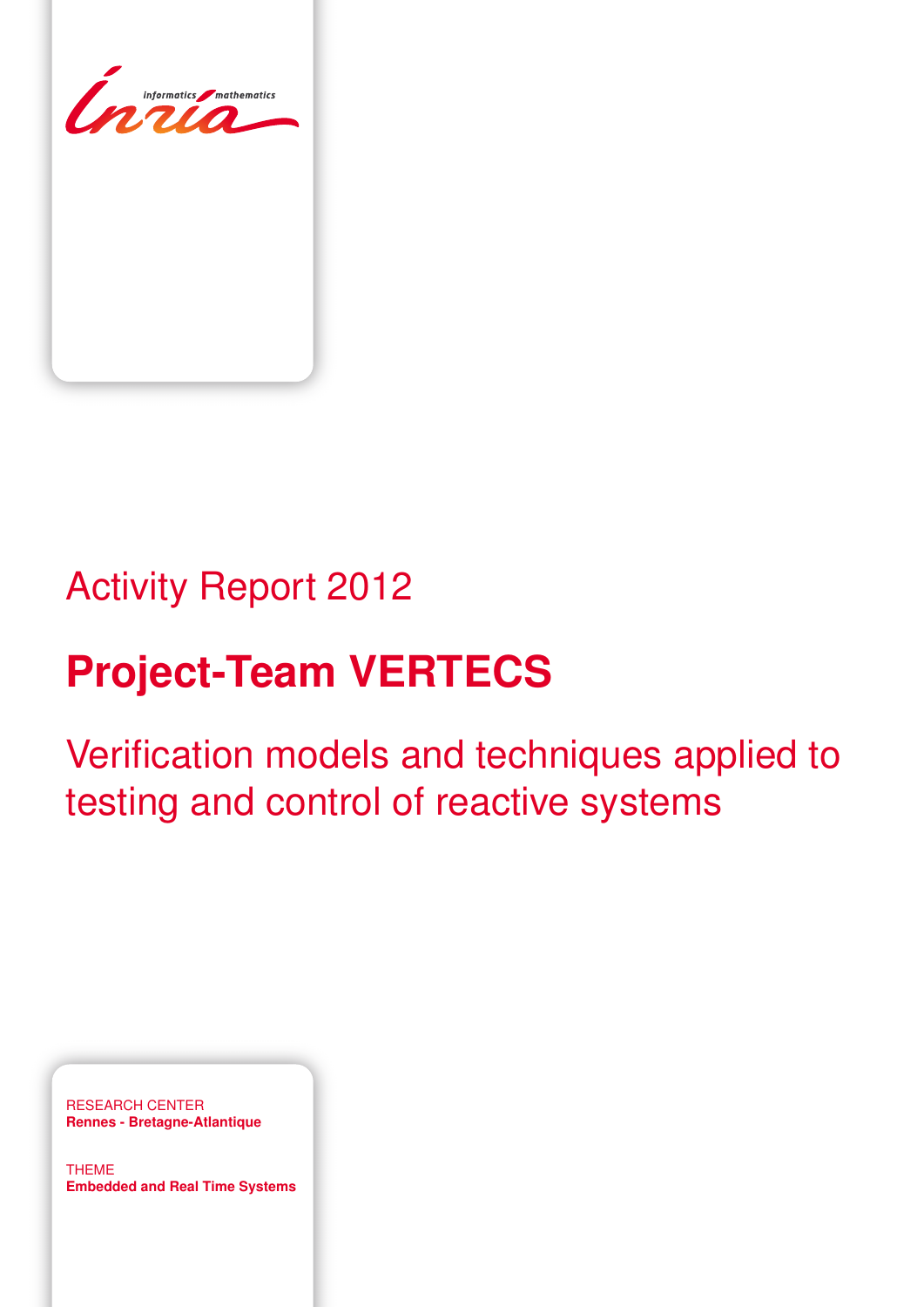Activity Report 2012

# Project-Team VERTECS

## Verification models and techniques applied to testing and control of reactive systems

RESEARCH CENTER
**Rennes - Bretagne-Atlantique**

THEME
**Embedded and Real Time Systems**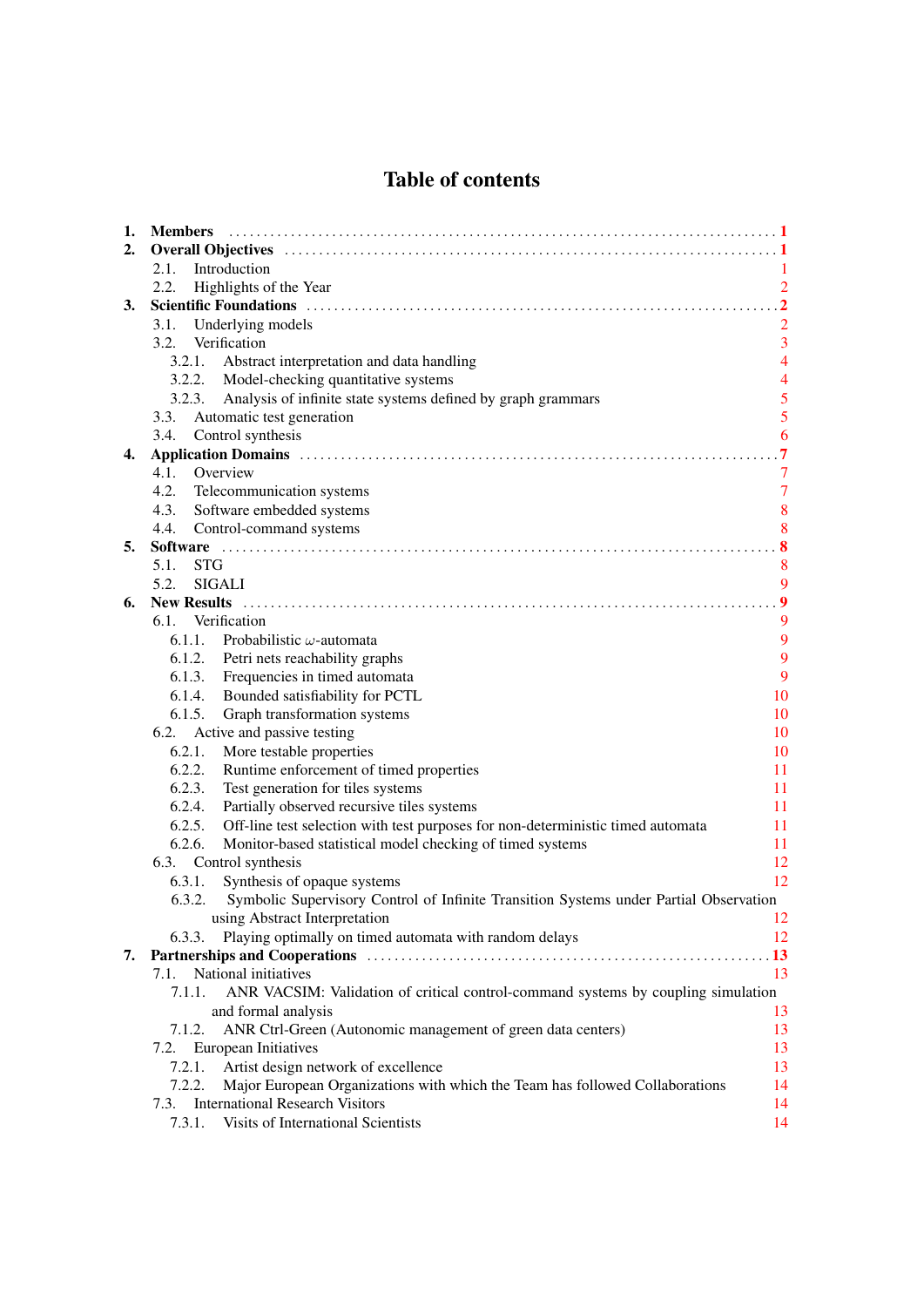# Table of contents

1. **Members** ..... 1
2. **Overall Objectives** ..... 1
   - 2.1. Introduction 1
   - 2.2. Highlights of the Year 2
3. **Scientific Foundations** ..... 2
   - 3.1. Underlying models 2
   - 3.2. Verification 3
     - 3.2.1. Abstract interpretation and data handling 4
     - 3.2.2. Model-checking quantitative systems 4
     - 3.2.3. Analysis of infinite state systems defined by graph grammars 5
   - 3.3. Automatic test generation 5
   - 3.4. Control synthesis 6
4. **Application Domains** ..... 7
   - 4.1. Overview 7
   - 4.2. Telecommunication systems 7
   - 4.3. Software embedded systems 8
   - 4.4. Control-command systems 8
5. **Software** ..... 8
   - 5.1. STG 8
   - 5.2. SIGALI 9
6. **New Results** ..... 9
   - 6.1. Verification 9
     - 6.1.1. Probabilistic $\omega$-automata 9
     - 6.1.2. Petri nets reachability graphs 9
     - 6.1.3. Frequencies in timed automata 9
     - 6.1.4. Bounded satisfiability for PCTL 10
     - 6.1.5. Graph transformation systems 10
   - 6.2. Active and passive testing 10
     - 6.2.1. More testable properties 10
     - 6.2.2. Runtime enforcement of timed properties 11
     - 6.2.3. Test generation for tiles systems 11
     - 6.2.4. Partially observed recursive tiles systems 11
     - 6.2.5. Off-line test selection with test purposes for non-deterministic timed automata 11
     - 6.2.6. Monitor-based statistical model checking of timed systems 11
   - 6.3. Control synthesis 12
     - 6.3.1. Synthesis of opaque systems 12
     - 6.3.2. Symbolic Supervisory Control of Infinite Transition Systems under Partial Observation using Abstract Interpretation 12
     - 6.3.3. Playing optimally on timed automata with random delays 12
7. **Partnerships and Cooperations** ..... 13
   - 7.1. National initiatives 13
     - 7.1.1. ANR VACSIM: Validation of critical control-command systems by coupling simulation and formal analysis 13
     - 7.1.2. ANR Ctrl-Green (Autonomic management of green data centers) 13
   - 7.2. European Initiatives 13
     - 7.2.1. Artist design network of excellence 13
     - 7.2.2. Major European Organizations with which the Team has followed Collaborations 14
   - 7.3. International Research Visitors 14
     - 7.3.1. Visits of International Scientists 14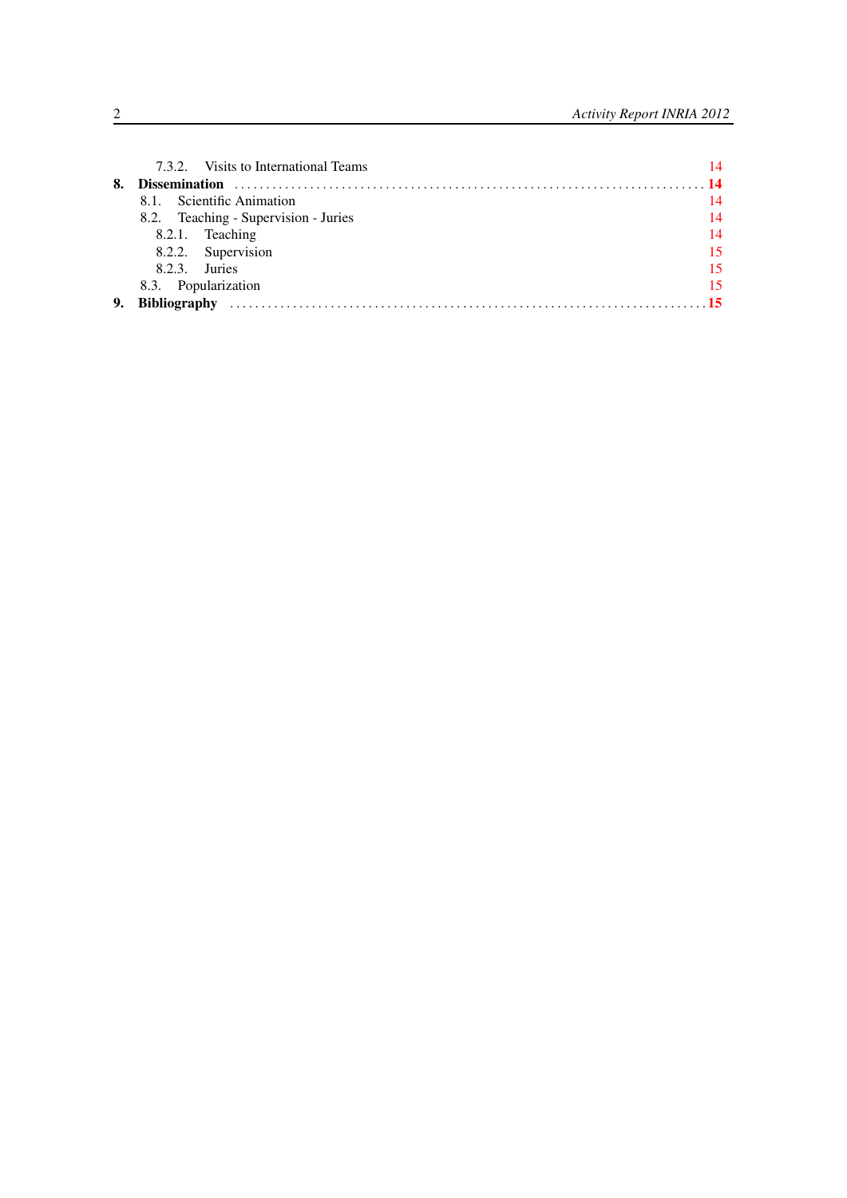7.3.2. Visits to International Teams 14

**8. Dissemination** . . . . . . . . . . . . . . . . . . . . . . . . . . . . . . . . . . . . . . . . . . . . . . . . . . . . . . . . . . . . . . . . . . . . . . . . . **14**

8.1. Scientific Animation 14

8.2. Teaching - Supervision - Juries 14

8.2.1. Teaching 14

8.2.2. Supervision 15

8.2.3. Juries 15

8.3. Popularization 15

**9. Bibliography** . . . . . . . . . . . . . . . . . . . . . . . . . . . . . . . . . . . . . . . . . . . . . . . . . . . . . . . . . . . . . . . . . . . . . . . . . . **15**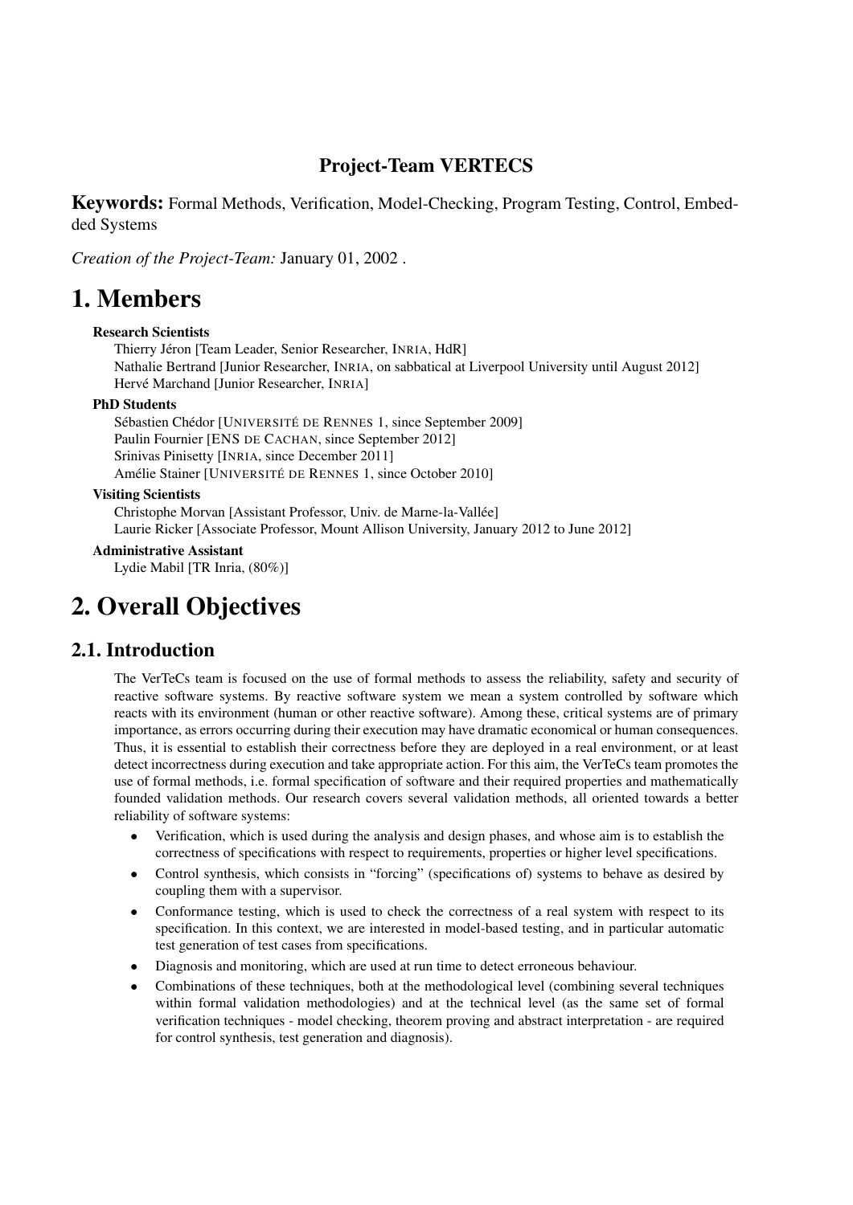## Project-Team VERTECS

**Keywords:** Formal Methods, Verification, Model-Checking, Program Testing, Control, Embedded Systems

*Creation of the Project-Team:* January 01, 2002 .

# 1. Members

**Research Scientists**

Thierry Jéron [Team Leader, Senior Researcher, INRIA, HdR]
Nathalie Bertrand [Junior Researcher, INRIA, on sabbatical at Liverpool University until August 2012]
Hervé Marchand [Junior Researcher, INRIA]

**PhD Students**

Sébastien Chédor [UNIVERSITÉ DE RENNES 1, since September 2009]
Paulin Fournier [ENS DE CACHAN, since September 2012]
Srinivas Pinisetty [INRIA, since December 2011]
Amélie Stainer [UNIVERSITÉ DE RENNES 1, since October 2010]

**Visiting Scientists**

Christophe Morvan [Assistant Professor, Univ. de Marne-la-Vallée]
Laurie Ricker [Associate Professor, Mount Allison University, January 2012 to June 2012]

**Administrative Assistant**

Lydie Mabil [TR Inria, (80%)]

# 2. Overall Objectives

## 2.1. Introduction

The VerTeCs team is focused on the use of formal methods to assess the reliability, safety and security of reactive software systems. By reactive software system we mean a system controlled by software which reacts with its environment (human or other reactive software). Among these, critical systems are of primary importance, as errors occurring during their execution may have dramatic economical or human consequences. Thus, it is essential to establish their correctness before they are deployed in a real environment, or at least detect incorrectness during execution and take appropriate action. For this aim, the VerTeCs team promotes the use of formal methods, i.e. formal specification of software and their required properties and mathematically founded validation methods. Our research covers several validation methods, all oriented towards a better reliability of software systems:

- Verification, which is used during the analysis and design phases, and whose aim is to establish the correctness of specifications with respect to requirements, properties or higher level specifications.
- Control synthesis, which consists in "forcing" (specifications of) systems to behave as desired by coupling them with a supervisor.
- Conformance testing, which is used to check the correctness of a real system with respect to its specification. In this context, we are interested in model-based testing, and in particular automatic test generation of test cases from specifications.
- Diagnosis and monitoring, which are used at run time to detect erroneous behaviour.
- Combinations of these techniques, both at the methodological level (combining several techniques within formal validation methodologies) and at the technical level (as the same set of formal verification techniques - model checking, theorem proving and abstract interpretation - are required for control synthesis, test generation and diagnosis).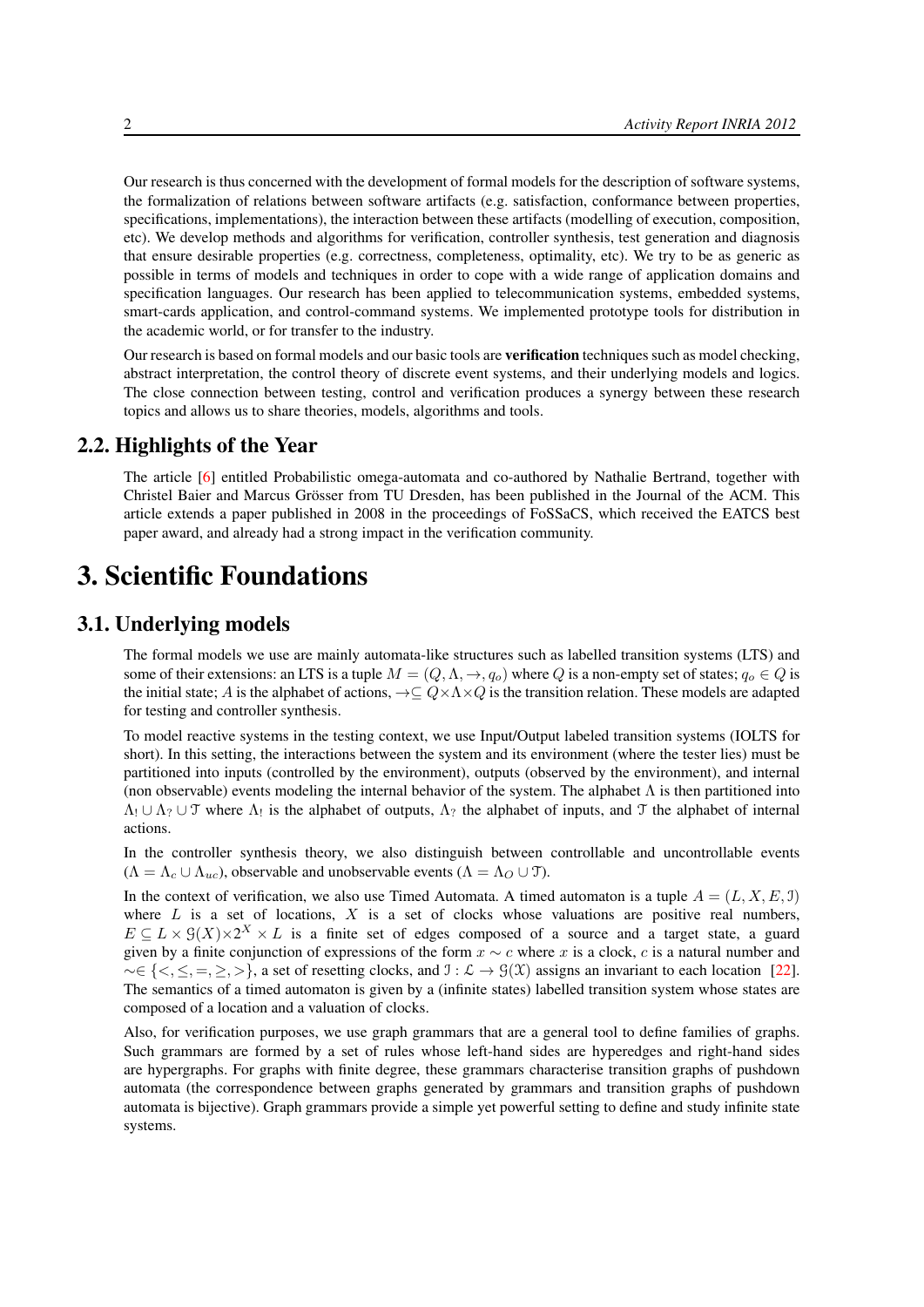Our research is thus concerned with the development of formal models for the description of software systems, the formalization of relations between software artifacts (e.g. satisfaction, conformance between properties, specifications, implementations), the interaction between these artifacts (modelling of execution, composition, etc). We develop methods and algorithms for verification, controller synthesis, test generation and diagnosis that ensure desirable properties (e.g. correctness, completeness, optimality, etc). We try to be as generic as possible in terms of models and techniques in order to cope with a wide range of application domains and specification languages. Our research has been applied to telecommunication systems, embedded systems, smart-cards application, and control-command systems. We implemented prototype tools for distribution in the academic world, or for transfer to the industry.

Our research is based on formal models and our basic tools are **verification** techniques such as model checking, abstract interpretation, the control theory of discrete event systems, and their underlying models and logics. The close connection between testing, control and verification produces a synergy between these research topics and allows us to share theories, models, algorithms and tools.

## 2.2. Highlights of the Year

The article [6] entitled Probabilistic omega-automata and co-authored by Nathalie Bertrand, together with Christel Baier and Marcus Grösser from TU Dresden, has been published in the Journal of the ACM. This article extends a paper published in 2008 in the proceedings of FoSSaCS, which received the EATCS best paper award, and already had a strong impact in the verification community.

# 3. Scientific Foundations

## 3.1. Underlying models

The formal models we use are mainly automata-like structures such as labelled transition systems (LTS) and some of their extensions: an LTS is a tuple $M = (Q, \Lambda, \rightarrow, q_o)$ where $Q$ is a non-empty set of states; $q_o \in Q$ is the initial state; $A$ is the alphabet of actions, $\rightarrow \subseteq Q \times \Lambda \times Q$ is the transition relation. These models are adapted for testing and controller synthesis.

To model reactive systems in the testing context, we use Input/Output labeled transition systems (IOLTS for short). In this setting, the interactions between the system and its environment (where the tester lies) must be partitioned into inputs (controlled by the environment), outputs (observed by the environment), and internal (non observable) events modeling the internal behavior of the system. The alphabet $\Lambda$ is then partitioned into $\Lambda_! \cup \Lambda_? \cup \mathcal{T}$ where $\Lambda_!$ is the alphabet of outputs, $\Lambda_?$ the alphabet of inputs, and $\mathcal{T}$ the alphabet of internal actions.

In the controller synthesis theory, we also distinguish between controllable and uncontrollable events ($\Lambda = \Lambda_c \cup \Lambda_{uc}$), observable and unobservable events ($\Lambda = \Lambda_O \cup \mathcal{T}$).

In the context of verification, we also use Timed Automata. A timed automaton is a tuple $A = (L, X, E, \mathcal{I})$ where $L$ is a set of locations, $X$ is a set of clocks whose valuations are positive real numbers, $E \subseteq L \times \mathcal{G}(X) \times 2^X \times L$ is a finite set of edges composed of a source and a target state, a guard given by a finite conjunction of expressions of the form $x \sim c$ where $x$ is a clock, $c$ is a natural number and $\sim \in \{<, \leq, =, \geq, >\}$, a set of resetting clocks, and $\mathcal{I} : \mathcal{L} \rightarrow \mathcal{G}(\mathcal{X})$ assigns an invariant to each location [22]. The semantics of a timed automaton is given by a (infinite states) labelled transition system whose states are composed of a location and a valuation of clocks.

Also, for verification purposes, we use graph grammars that are a general tool to define families of graphs. Such grammars are formed by a set of rules whose left-hand sides are hyperedges and right-hand sides are hypergraphs. For graphs with finite degree, these grammars characterise transition graphs of pushdown automata (the correspondence between graphs generated by grammars and transition graphs of pushdown automata is bijective). Graph grammars provide a simple yet powerful setting to define and study infinite state systems.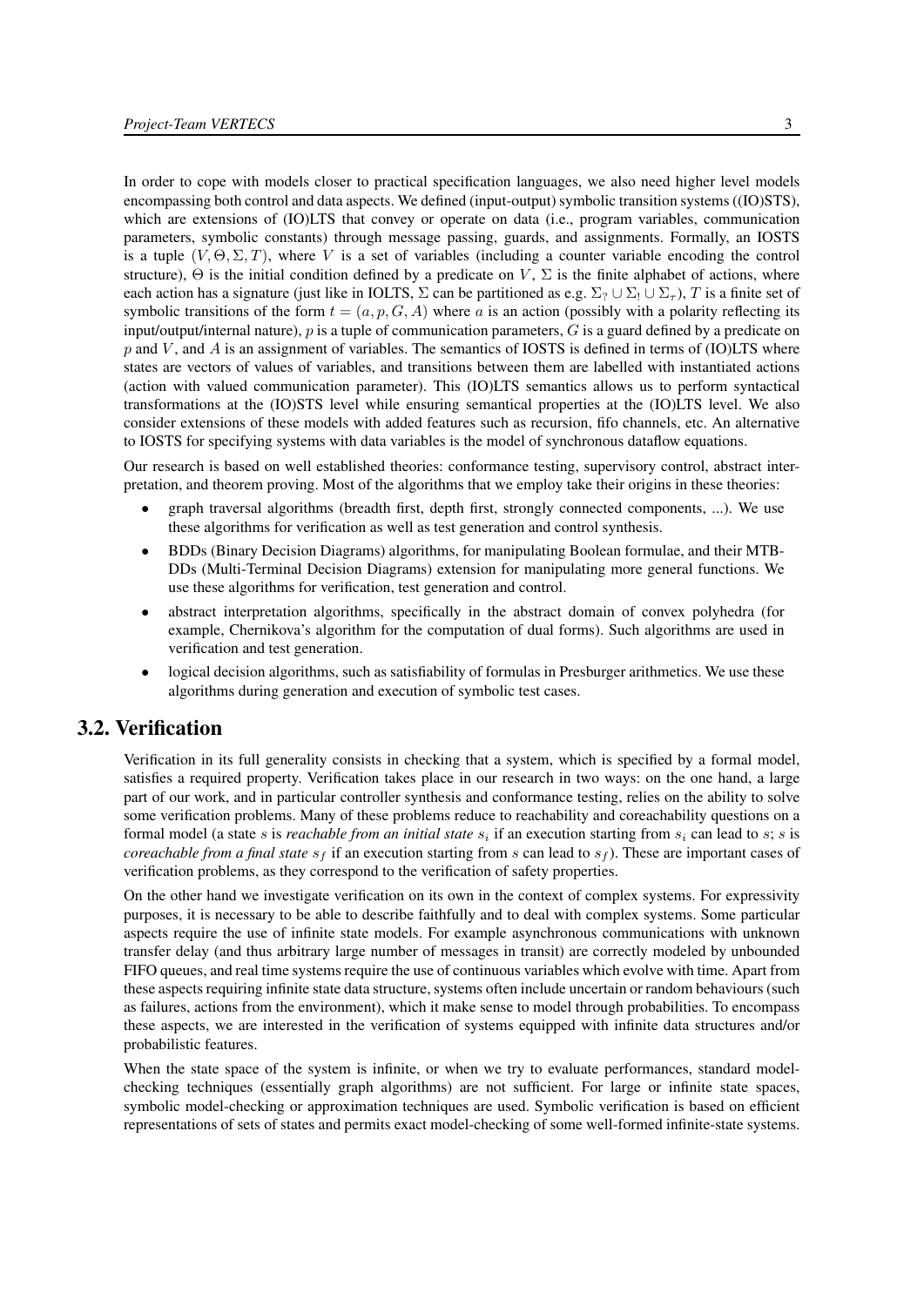In order to cope with models closer to practical specification languages, we also need higher level models encompassing both control and data aspects. We defined (input-output) symbolic transition systems ((IO)STS), which are extensions of (IO)LTS that convey or operate on data (i.e., program variables, communication parameters, symbolic constants) through message passing, guards, and assignments. Formally, an IOSTS is a tuple $(V, \Theta, \Sigma, T)$, where $V$ is a set of variables (including a counter variable encoding the control structure), $\Theta$ is the initial condition defined by a predicate on $V$, $\Sigma$ is the finite alphabet of actions, where each action has a signature (just like in IOLTS, $\Sigma$ can be partitioned as e.g. $\Sigma_? \cup \Sigma_! \cup \Sigma_\tau$), $T$ is a finite set of symbolic transitions of the form $t = (a, p, G, A)$ where $a$ is an action (possibly with a polarity reflecting its input/output/internal nature), $p$ is a tuple of communication parameters, $G$ is a guard defined by a predicate on $p$ and $V$, and $A$ is an assignment of variables. The semantics of IOSTS is defined in terms of (IO)LTS where states are vectors of values of variables, and transitions between them are labelled with instantiated actions (action with valued communication parameter). This (IO)LTS semantics allows us to perform syntactical transformations at the (IO)STS level while ensuring semantical properties at the (IO)LTS level. We also consider extensions of these models with added features such as recursion, fifo channels, etc. An alternative to IOSTS for specifying systems with data variables is the model of synchronous dataflow equations.

Our research is based on well established theories: conformance testing, supervisory control, abstract interpretation, and theorem proving. Most of the algorithms that we employ take their origins in these theories:

- graph traversal algorithms (breadth first, depth first, strongly connected components, ...). We use these algorithms for verification as well as test generation and control synthesis.
- BDDs (Binary Decision Diagrams) algorithms, for manipulating Boolean formulae, and their MTB-DDs (Multi-Terminal Decision Diagrams) extension for manipulating more general functions. We use these algorithms for verification, test generation and control.
- abstract interpretation algorithms, specifically in the abstract domain of convex polyhedra (for example, Chernikova's algorithm for the computation of dual forms). Such algorithms are used in verification and test generation.
- logical decision algorithms, such as satisfiability of formulas in Presburger arithmetics. We use these algorithms during generation and execution of symbolic test cases.

## 3.2. Verification

Verification in its full generality consists in checking that a system, which is specified by a formal model, satisfies a required property. Verification takes place in our research in two ways: on the one hand, a large part of our work, and in particular controller synthesis and conformance testing, relies on the ability to solve some verification problems. Many of these problems reduce to reachability and coreachability questions on a formal model (a state $s$ is *reachable from an initial state* $s_i$ if an execution starting from $s_i$ can lead to $s$; $s$ is *coreachable from a final state* $s_f$ if an execution starting from $s$ can lead to $s_f$). These are important cases of verification problems, as they correspond to the verification of safety properties.

On the other hand we investigate verification on its own in the context of complex systems. For expressivity purposes, it is necessary to be able to describe faithfully and to deal with complex systems. Some particular aspects require the use of infinite state models. For example asynchronous communications with unknown transfer delay (and thus arbitrary large number of messages in transit) are correctly modeled by unbounded FIFO queues, and real time systems require the use of continuous variables which evolve with time. Apart from these aspects requiring infinite state data structure, systems often include uncertain or random behaviours (such as failures, actions from the environment), which it make sense to model through probabilities. To encompass these aspects, we are interested in the verification of systems equipped with infinite data structures and/or probabilistic features.

When the state space of the system is infinite, or when we try to evaluate performances, standard model-checking techniques (essentially graph algorithms) are not sufficient. For large or infinite state spaces, symbolic model-checking or approximation techniques are used. Symbolic verification is based on efficient representations of sets of states and permits exact model-checking of some well-formed infinite-state systems.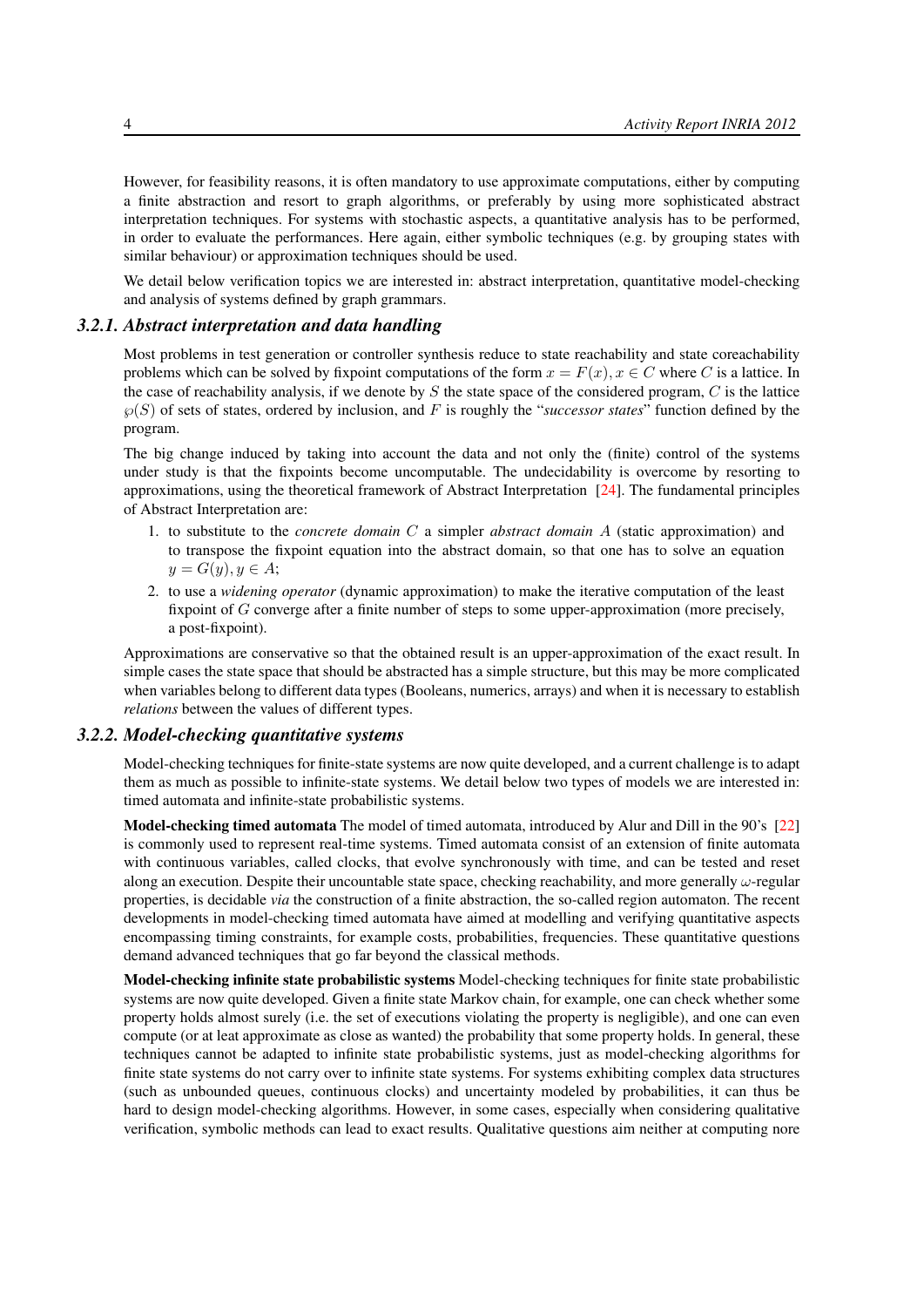However, for feasibility reasons, it is often mandatory to use approximate computations, either by computing a finite abstraction and resort to graph algorithms, or preferably by using more sophisticated abstract interpretation techniques. For systems with stochastic aspects, a quantitative analysis has to be performed, in order to evaluate the performances. Here again, either symbolic techniques (e.g. by grouping states with similar behaviour) or approximation techniques should be used.

We detail below verification topics we are interested in: abstract interpretation, quantitative model-checking and analysis of systems defined by graph grammars.

### 3.2.1. Abstract interpretation and data handling

Most problems in test generation or controller synthesis reduce to state reachability and state coreachability problems which can be solved by fixpoint computations of the form $x = F(x), x \in C$ where $C$ is a lattice. In the case of reachability analysis, if we denote by $S$ the state space of the considered program, $C$ is the lattice $\wp(S)$ of sets of states, ordered by inclusion, and $F$ is roughly the "*successor states*" function defined by the program.

The big change induced by taking into account the data and not only the (finite) control of the systems under study is that the fixpoints become uncomputable. The undecidability is overcome by resorting to approximations, using the theoretical framework of Abstract Interpretation [24]. The fundamental principles of Abstract Interpretation are:

1. to substitute to the *concrete domain* $C$ a simpler *abstract domain* $A$ (static approximation) and to transpose the fixpoint equation into the abstract domain, so that one has to solve an equation $y = G(y), y \in A$;
2. to use a *widening operator* (dynamic approximation) to make the iterative computation of the least fixpoint of $G$ converge after a finite number of steps to some upper-approximation (more precisely, a post-fixpoint).

Approximations are conservative so that the obtained result is an upper-approximation of the exact result. In simple cases the state space that should be abstracted has a simple structure, but this may be more complicated when variables belong to different data types (Booleans, numerics, arrays) and when it is necessary to establish *relations* between the values of different types.

### 3.2.2. Model-checking quantitative systems

Model-checking techniques for finite-state systems are now quite developed, and a current challenge is to adapt them as much as possible to infinite-state systems. We detail below two types of models we are interested in: timed automata and infinite-state probabilistic systems.

**Model-checking timed automata** The model of timed automata, introduced by Alur and Dill in the 90's [22] is commonly used to represent real-time systems. Timed automata consist of an extension of finite automata with continuous variables, called clocks, that evolve synchronously with time, and can be tested and reset along an execution. Despite their uncountable state space, checking reachability, and more generally $\omega$-regular properties, is decidable *via* the construction of a finite abstraction, the so-called region automaton. The recent developments in model-checking timed automata have aimed at modelling and verifying quantitative aspects encompassing timing constraints, for example costs, probabilities, frequencies. These quantitative questions demand advanced techniques that go far beyond the classical methods.

**Model-checking infinite state probabilistic systems** Model-checking techniques for finite state probabilistic systems are now quite developed. Given a finite state Markov chain, for example, one can check whether some property holds almost surely (i.e. the set of executions violating the property is negligible), and one can even compute (or at leat approximate as close as wanted) the probability that some property holds. In general, these techniques cannot be adapted to infinite state probabilistic systems, just as model-checking algorithms for finite state systems do not carry over to infinite state systems. For systems exhibiting complex data structures (such as unbounded queues, continuous clocks) and uncertainty modeled by probabilities, it can thus be hard to design model-checking algorithms. However, in some cases, especially when considering qualitative verification, symbolic methods can lead to exact results. Qualitative questions aim neither at computing nore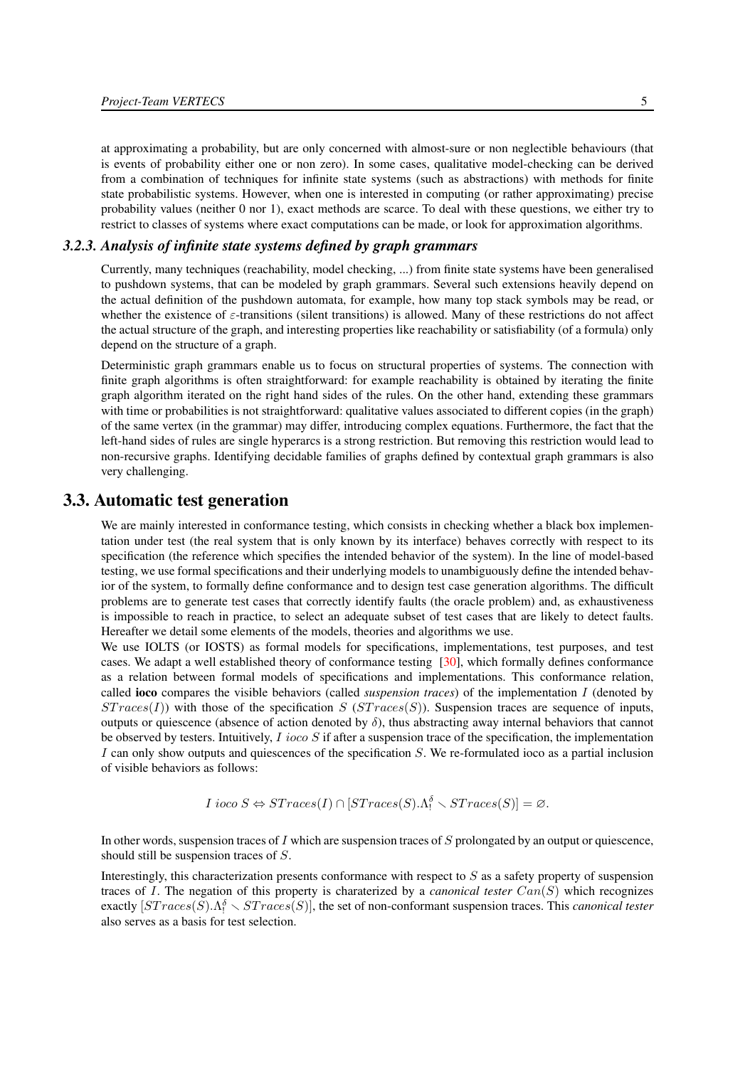at approximating a probability, but are only concerned with almost-sure or non neglectible behaviours (that is events of probability either one or non zero). In some cases, qualitative model-checking can be derived from a combination of techniques for infinite state systems (such as abstractions) with methods for finite state probabilistic systems. However, when one is interested in computing (or rather approximating) precise probability values (neither 0 nor 1), exact methods are scarce. To deal with these questions, we either try to restrict to classes of systems where exact computations can be made, or look for approximation algorithms.

### 3.2.3. Analysis of infinite state systems defined by graph grammars

Currently, many techniques (reachability, model checking, ...) from finite state systems have been generalised to pushdown systems, that can be modeled by graph grammars. Several such extensions heavily depend on the actual definition of the pushdown automata, for example, how many top stack symbols may be read, or whether the existence of $\varepsilon$-transitions (silent transitions) is allowed. Many of these restrictions do not affect the actual structure of the graph, and interesting properties like reachability or satisfiability (of a formula) only depend on the structure of a graph.

Deterministic graph grammars enable us to focus on structural properties of systems. The connection with finite graph algorithms is often straightforward: for example reachability is obtained by iterating the finite graph algorithm iterated on the right hand sides of the rules. On the other hand, extending these grammars with time or probabilities is not straightforward: qualitative values associated to different copies (in the graph) of the same vertex (in the grammar) may differ, introducing complex equations. Furthermore, the fact that the left-hand sides of rules are single hyperarcs is a strong restriction. But removing this restriction would lead to non-recursive graphs. Identifying decidable families of graphs defined by contextual graph grammars is also very challenging.

## 3.3. Automatic test generation

We are mainly interested in conformance testing, which consists in checking whether a black box implementation under test (the real system that is only known by its interface) behaves correctly with respect to its specification (the reference which specifies the intended behavior of the system). In the line of model-based testing, we use formal specifications and their underlying models to unambiguously define the intended behavior of the system, to formally define conformance and to design test case generation algorithms. The difficult problems are to generate test cases that correctly identify faults (the oracle problem) and, as exhaustiveness is impossible to reach in practice, to select an adequate subset of test cases that are likely to detect faults. Hereafter we detail some elements of the models, theories and algorithms we use.

We use IOLTS (or IOSTS) as formal models for specifications, implementations, test purposes, and test cases. We adapt a well established theory of conformance testing [30], which formally defines conformance as a relation between formal models of specifications and implementations. This conformance relation, called **ioco** compares the visible behaviors (called *suspension traces*) of the implementation $I$ (denoted by $STraces(I)$) with those of the specification $S$ ($STraces(S)$). Suspension traces are sequence of inputs, outputs or quiescence (absence of action denoted by $\delta$), thus abstracting away internal behaviors that cannot be observed by testers. Intuitively, $I\ ioco\ S$ if after a suspension trace of the specification, the implementation $I$ can only show outputs and quiescences of the specification $S$. We re-formulated ioco as a partial inclusion of visible behaviors as follows:

$$I\ ioco\ S \Leftrightarrow STraces(I) \cap [STraces(S).\Lambda_!^{\delta} \setminus STraces(S)] = \varnothing.$$

In other words, suspension traces of $I$ which are suspension traces of $S$ prolongated by an output or quiescence, should still be suspension traces of $S$.

Interestingly, this characterization presents conformance with respect to $S$ as a safety property of suspension traces of $I$. The negation of this property is charaterized by a *canonical tester* $Can(S)$ which recognizes exactly $[STraces(S).\Lambda_!^{\delta} \setminus STraces(S)]$, the set of non-conformant suspension traces. This *canonical tester* also serves as a basis for test selection.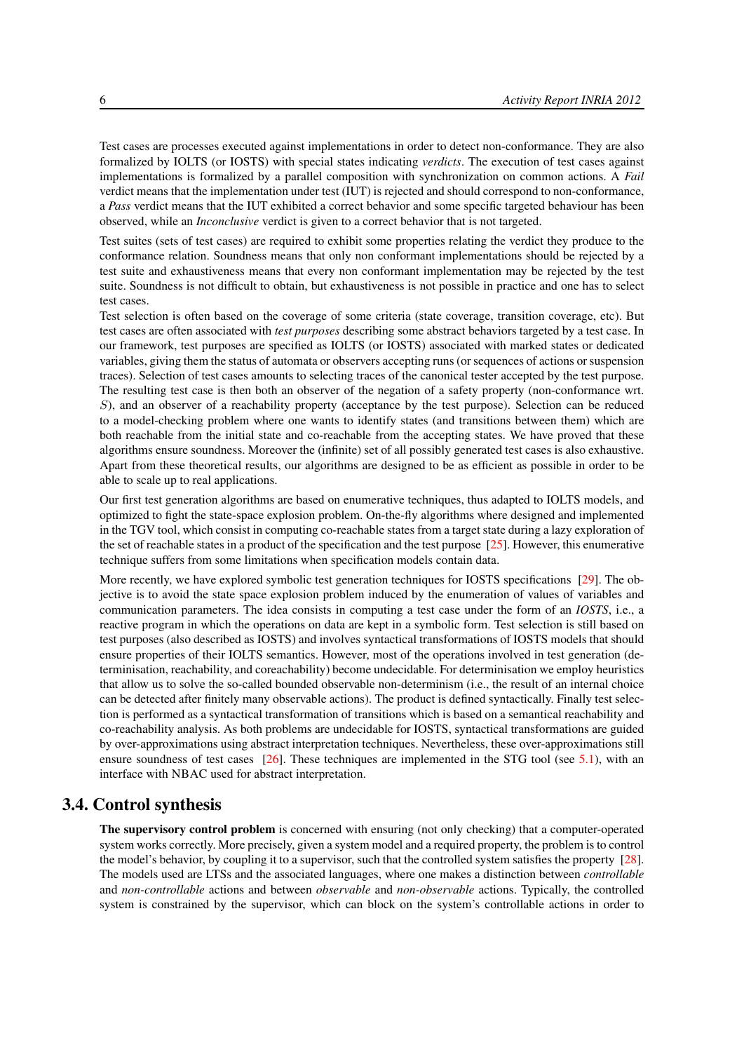Test cases are processes executed against implementations in order to detect non-conformance. They are also formalized by IOLTS (or IOSTS) with special states indicating *verdicts*. The execution of test cases against implementations is formalized by a parallel composition with synchronization on common actions. A *Fail* verdict means that the implementation under test (IUT) is rejected and should correspond to non-conformance, a *Pass* verdict means that the IUT exhibited a correct behavior and some specific targeted behaviour has been observed, while an *Inconclusive* verdict is given to a correct behavior that is not targeted.

Test suites (sets of test cases) are required to exhibit some properties relating the verdict they produce to the conformance relation. Soundness means that only non conformant implementations should be rejected by a test suite and exhaustiveness means that every non conformant implementation may be rejected by the test suite. Soundness is not difficult to obtain, but exhaustiveness is not possible in practice and one has to select test cases.

Test selection is often based on the coverage of some criteria (state coverage, transition coverage, etc). But test cases are often associated with *test purposes* describing some abstract behaviors targeted by a test case. In our framework, test purposes are specified as IOLTS (or IOSTS) associated with marked states or dedicated variables, giving them the status of automata or observers accepting runs (or sequences of actions or suspension traces). Selection of test cases amounts to selecting traces of the canonical tester accepted by the test purpose. The resulting test case is then both an observer of the negation of a safety property (non-conformance wrt. $S$), and an observer of a reachability property (acceptance by the test purpose). Selection can be reduced to a model-checking problem where one wants to identify states (and transitions between them) which are both reachable from the initial state and co-reachable from the accepting states. We have proved that these algorithms ensure soundness. Moreover the (infinite) set of all possibly generated test cases is also exhaustive. Apart from these theoretical results, our algorithms are designed to be as efficient as possible in order to be able to scale up to real applications.

Our first test generation algorithms are based on enumerative techniques, thus adapted to IOLTS models, and optimized to fight the state-space explosion problem. On-the-fly algorithms where designed and implemented in the TGV tool, which consist in computing co-reachable states from a target state during a lazy exploration of the set of reachable states in a product of the specification and the test purpose [25]. However, this enumerative technique suffers from some limitations when specification models contain data.

More recently, we have explored symbolic test generation techniques for IOSTS specifications [29]. The objective is to avoid the state space explosion problem induced by the enumeration of values of variables and communication parameters. The idea consists in computing a test case under the form of an *IOSTS*, i.e., a reactive program in which the operations on data are kept in a symbolic form. Test selection is still based on test purposes (also described as IOSTS) and involves syntactical transformations of IOSTS models that should ensure properties of their IOLTS semantics. However, most of the operations involved in test generation (determinisation, reachability, and coreachability) become undecidable. For determinisation we employ heuristics that allow us to solve the so-called bounded observable non-determinism (i.e., the result of an internal choice can be detected after finitely many observable actions). The product is defined syntactically. Finally test selection is performed as a syntactical transformation of transitions which is based on a semantical reachability and co-reachability analysis. As both problems are undecidable for IOSTS, syntactical transformations are guided by over-approximations using abstract interpretation techniques. Nevertheless, these over-approximations still ensure soundness of test cases [26]. These techniques are implemented in the STG tool (see 5.1), with an interface with NBAC used for abstract interpretation.

## 3.4. Control synthesis

**The supervisory control problem** is concerned with ensuring (not only checking) that a computer-operated system works correctly. More precisely, given a system model and a required property, the problem is to control the model's behavior, by coupling it to a supervisor, such that the controlled system satisfies the property [28]. The models used are LTSs and the associated languages, where one makes a distinction between *controllable* and *non-controllable* actions and between *observable* and *non-observable* actions. Typically, the controlled system is constrained by the supervisor, which can block on the system's controllable actions in order to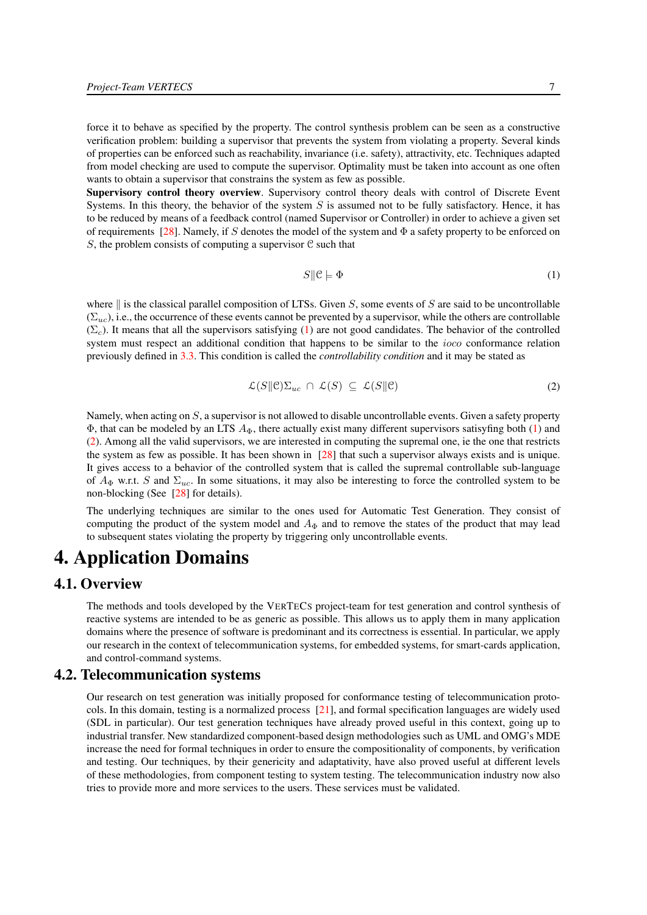force it to behave as specified by the property. The control synthesis problem can be seen as a constructive verification problem: building a supervisor that prevents the system from violating a property. Several kinds of properties can be enforced such as reachability, invariance (i.e. safety), attractivity, etc. Techniques adapted from model checking are used to compute the supervisor. Optimality must be taken into account as one often wants to obtain a supervisor that constrains the system as few as possible.

**Supervisory control theory overview**. Supervisory control theory deals with control of Discrete Event Systems. In this theory, the behavior of the system $S$ is assumed not to be fully satisfactory. Hence, it has to be reduced by means of a feedback control (named Supervisor or Controller) in order to achieve a given set of requirements [28]. Namely, if $S$ denotes the model of the system and $\Phi$ a safety property to be enforced on $S$, the problem consists of computing a supervisor $\mathcal{C}$ such that

$$S \| \mathcal{C} \models \Phi \tag{1}$$

where $\|$ is the classical parallel composition of LTSs. Given $S$, some events of $S$ are said to be uncontrollable ($\Sigma_{uc}$), i.e., the occurrence of these events cannot be prevented by a supervisor, while the others are controllable ($\Sigma_c$). It means that all the supervisors satisfying (1) are not good candidates. The behavior of the controlled system must respect an additional condition that happens to be similar to the *ioco* conformance relation previously defined in 3.3. This condition is called the *controllability condition* and it may be stated as

$$\mathcal{L}(S \| \mathcal{C})\Sigma_{uc} \cap \mathcal{L}(S) \subseteq \mathcal{L}(S \| \mathcal{C}) \tag{2}$$

Namely, when acting on $S$, a supervisor is not allowed to disable uncontrollable events. Given a safety property $\Phi$, that can be modeled by an LTS $A_\Phi$, there actually exist many different supervisors satisfying both (1) and (2). Among all the valid supervisors, we are interested in computing the supremal one, ie the one that restricts the system as few as possible. It has been shown in [28] that such a supervisor always exists and is unique. It gives access to a behavior of the controlled system that is called the supremal controllable sub-language of $A_\Phi$ w.r.t. $S$ and $\Sigma_{uc}$. In some situations, it may also be interesting to force the controlled system to be non-blocking (See [28] for details).

The underlying techniques are similar to the ones used for Automatic Test Generation. They consist of computing the product of the system model and $A_\Phi$ and to remove the states of the product that may lead to subsequent states violating the property by triggering only uncontrollable events.

# 4. Application Domains

## 4.1. Overview

The methods and tools developed by the VERTECS project-team for test generation and control synthesis of reactive systems are intended to be as generic as possible. This allows us to apply them in many application domains where the presence of software is predominant and its correctness is essential. In particular, we apply our research in the context of telecommunication systems, for embedded systems, for smart-cards application, and control-command systems.

## 4.2. Telecommunication systems

Our research on test generation was initially proposed for conformance testing of telecommunication protocols. In this domain, testing is a normalized process [21], and formal specification languages are widely used (SDL in particular). Our test generation techniques have already proved useful in this context, going up to industrial transfer. New standardized component-based design methodologies such as UML and OMG's MDE increase the need for formal techniques in order to ensure the compositionality of components, by verification and testing. Our techniques, by their genericity and adaptativity, have also proved useful at different levels of these methodologies, from component testing to system testing. The telecommunication industry now also tries to provide more and more services to the users. These services must be validated.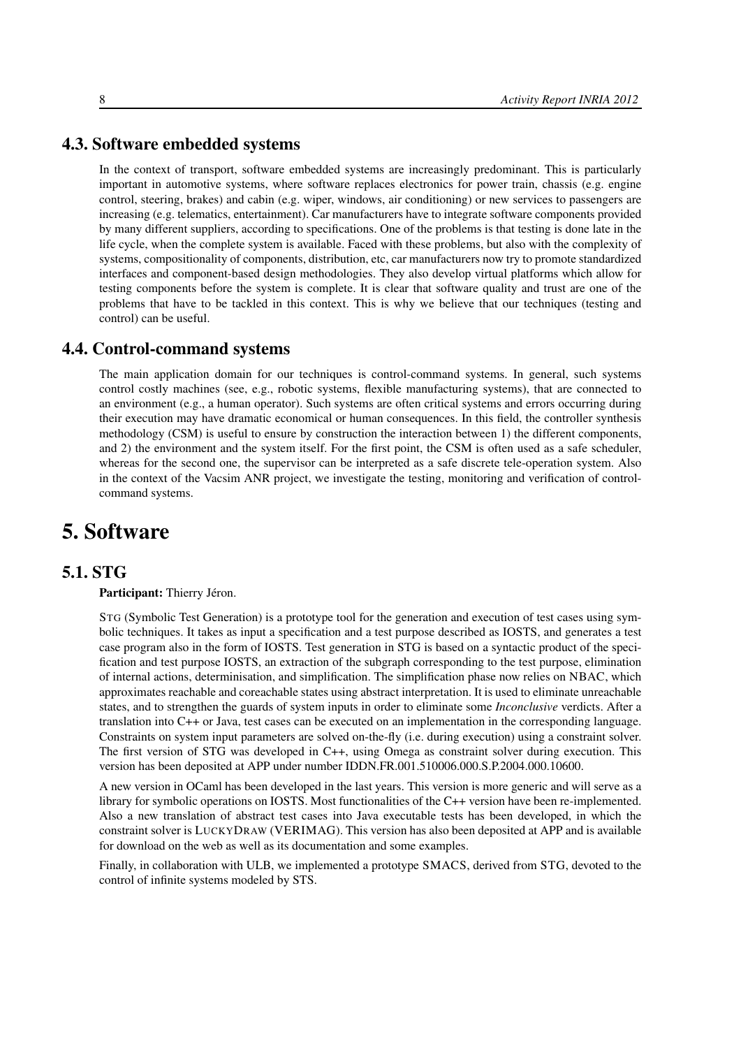## 4.3. Software embedded systems

In the context of transport, software embedded systems are increasingly predominant. This is particularly important in automotive systems, where software replaces electronics for power train, chassis (e.g. engine control, steering, brakes) and cabin (e.g. wiper, windows, air conditioning) or new services to passengers are increasing (e.g. telematics, entertainment). Car manufacturers have to integrate software components provided by many different suppliers, according to specifications. One of the problems is that testing is done late in the life cycle, when the complete system is available. Faced with these problems, but also with the complexity of systems, compositionality of components, distribution, etc, car manufacturers now try to promote standardized interfaces and component-based design methodologies. They also develop virtual platforms which allow for testing components before the system is complete. It is clear that software quality and trust are one of the problems that have to be tackled in this context. This is why we believe that our techniques (testing and control) can be useful.

## 4.4. Control-command systems

The main application domain for our techniques is control-command systems. In general, such systems control costly machines (see, e.g., robotic systems, flexible manufacturing systems), that are connected to an environment (e.g., a human operator). Such systems are often critical systems and errors occurring during their execution may have dramatic economical or human consequences. In this field, the controller synthesis methodology (CSM) is useful to ensure by construction the interaction between 1) the different components, and 2) the environment and the system itself. For the first point, the CSM is often used as a safe scheduler, whereas for the second one, the supervisor can be interpreted as a safe discrete tele-operation system. Also in the context of the Vacsim ANR project, we investigate the testing, monitoring and verification of control-command systems.

# 5. Software

## 5.1. STG

**Participant:** Thierry Jéron.

STG (Symbolic Test Generation) is a prototype tool for the generation and execution of test cases using symbolic techniques. It takes as input a specification and a test purpose described as IOSTS, and generates a test case program also in the form of IOSTS. Test generation in STG is based on a syntactic product of the specification and test purpose IOSTS, an extraction of the subgraph corresponding to the test purpose, elimination of internal actions, determinisation, and simplification. The simplification phase now relies on NBAC, which approximates reachable and coreachable states using abstract interpretation. It is used to eliminate unreachable states, and to strengthen the guards of system inputs in order to eliminate some *Inconclusive* verdicts. After a translation into C++ or Java, test cases can be executed on an implementation in the corresponding language. Constraints on system input parameters are solved on-the-fly (i.e. during execution) using a constraint solver. The first version of STG was developed in C++, using Omega as constraint solver during execution. This version has been deposited at APP under number IDDN.FR.001.510006.000.S.P.2004.000.10600.

A new version in OCaml has been developed in the last years. This version is more generic and will serve as a library for symbolic operations on IOSTS. Most functionalities of the C++ version have been re-implemented. Also a new translation of abstract test cases into Java executable tests has been developed, in which the constraint solver is LUCKYDRAW (VERIMAG). This version has also been deposited at APP and is available for download on the web as well as its documentation and some examples.

Finally, in collaboration with ULB, we implemented a prototype SMACS, derived from STG, devoted to the control of infinite systems modeled by STS.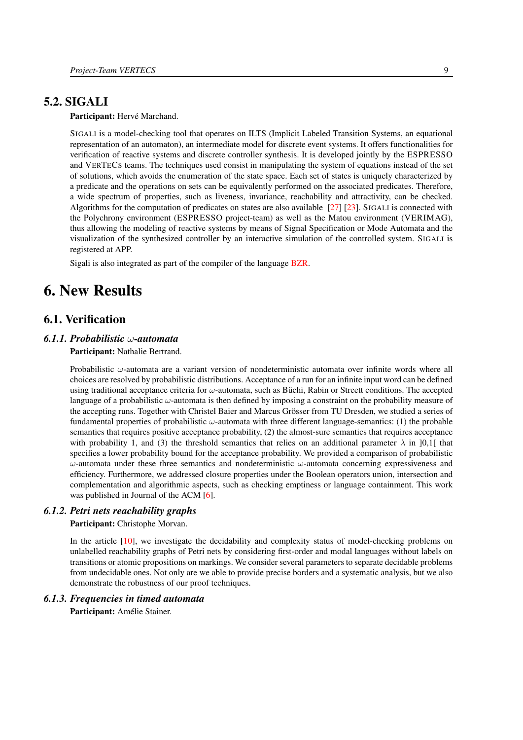## 5.2. SIGALI

**Participant:** Hervé Marchand.

SIGALI is a model-checking tool that operates on ILTS (Implicit Labeled Transition Systems, an equational representation of an automaton), an intermediate model for discrete event systems. It offers functionalities for verification of reactive systems and discrete controller synthesis. It is developed jointly by the ESPRESSO and VERTECS teams. The techniques used consist in manipulating the system of equations instead of the set of solutions, which avoids the enumeration of the state space. Each set of states is uniquely characterized by a predicate and the operations on sets can be equivalently performed on the associated predicates. Therefore, a wide spectrum of properties, such as liveness, invariance, reachability and attractivity, can be checked. Algorithms for the computation of predicates on states are also available [27] [23]. SIGALI is connected with the Polychrony environment (ESPRESSO project-team) as well as the Matou environment (VERIMAG), thus allowing the modeling of reactive systems by means of Signal Specification or Mode Automata and the visualization of the synthesized controller by an interactive simulation of the controlled system. SIGALI is registered at APP.

Sigali is also integrated as part of the compiler of the language BZR.

# 6. New Results

## 6.1. Verification

### 6.1.1. Probabilistic $\omega$-automata

**Participant:** Nathalie Bertrand.

Probabilistic $\omega$-automata are a variant version of nondeterministic automata over infinite words where all choices are resolved by probabilistic distributions. Acceptance of a run for an infinite input word can be defined using traditional acceptance criteria for $\omega$-automata, such as Büchi, Rabin or Streett conditions. The accepted language of a probabilistic $\omega$-automata is then defined by imposing a constraint on the probability measure of the accepting runs. Together with Christel Baier and Marcus Grösser from TU Dresden, we studied a series of fundamental properties of probabilistic $\omega$-automata with three different language-semantics: (1) the probable semantics that requires positive acceptance probability, (2) the almost-sure semantics that requires acceptance with probability 1, and (3) the threshold semantics that relies on an additional parameter $\lambda$ in ]0,1[ that specifies a lower probability bound for the acceptance probability. We provided a comparison of probabilistic $\omega$-automata under these three semantics and nondeterministic $\omega$-automata concerning expressiveness and efficiency. Furthermore, we addressed closure properties under the Boolean operators union, intersection and complementation and algorithmic aspects, such as checking emptiness or language containment. This work was published in Journal of the ACM [6].

### 6.1.2. Petri nets reachability graphs

**Participant:** Christophe Morvan.

In the article [10], we investigate the decidability and complexity status of model-checking problems on unlabelled reachability graphs of Petri nets by considering first-order and modal languages without labels on transitions or atomic propositions on markings. We consider several parameters to separate decidable problems from undecidable ones. Not only are we able to provide precise borders and a systematic analysis, but we also demonstrate the robustness of our proof techniques.

### 6.1.3. Frequencies in timed automata

**Participant:** Amélie Stainer.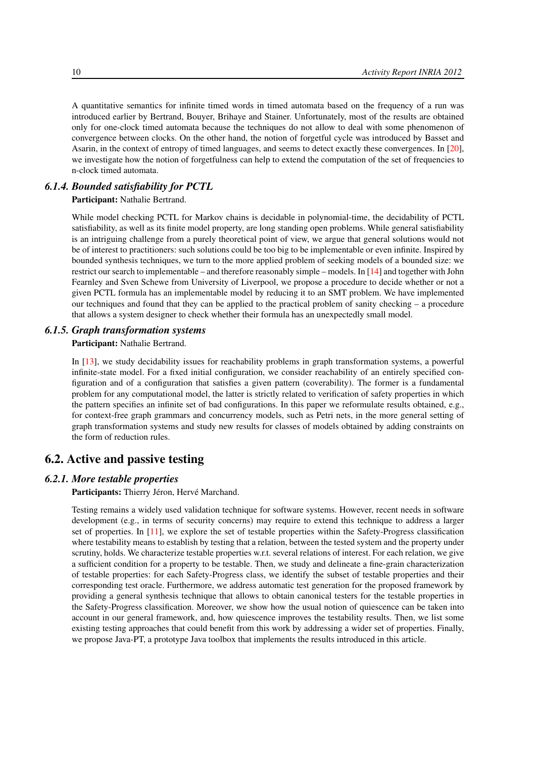A quantitative semantics for infinite timed words in timed automata based on the frequency of a run was introduced earlier by Bertrand, Bouyer, Brihaye and Stainer. Unfortunately, most of the results are obtained only for one-clock timed automata because the techniques do not allow to deal with some phenomenon of convergence between clocks. On the other hand, the notion of forgetful cycle was introduced by Basset and Asarin, in the context of entropy of timed languages, and seems to detect exactly these convergences. In [20], we investigate how the notion of forgetfulness can help to extend the computation of the set of frequencies to n-clock timed automata.

### *6.1.4. Bounded satisfiability for PCTL*

**Participant:** Nathalie Bertrand.

While model checking PCTL for Markov chains is decidable in polynomial-time, the decidability of PCTL satisfiability, as well as its finite model property, are long standing open problems. While general satisfiability is an intriguing challenge from a purely theoretical point of view, we argue that general solutions would not be of interest to practitioners: such solutions could be too big to be implementable or even infinite. Inspired by bounded synthesis techniques, we turn to the more applied problem of seeking models of a bounded size: we restrict our search to implementable – and therefore reasonably simple – models. In [14] and together with John Fearnley and Sven Schewe from University of Liverpool, we propose a procedure to decide whether or not a given PCTL formula has an implementable model by reducing it to an SMT problem. We have implemented our techniques and found that they can be applied to the practical problem of sanity checking – a procedure that allows a system designer to check whether their formula has an unexpectedly small model.

### *6.1.5. Graph transformation systems*

**Participant:** Nathalie Bertrand.

In [13], we study decidability issues for reachability problems in graph transformation systems, a powerful infinite-state model. For a fixed initial configuration, we consider reachability of an entirely specified configuration and of a configuration that satisfies a given pattern (coverability). The former is a fundamental problem for any computational model, the latter is strictly related to verification of safety properties in which the pattern specifies an infinite set of bad configurations. In this paper we reformulate results obtained, e.g., for context-free graph grammars and concurrency models, such as Petri nets, in the more general setting of graph transformation systems and study new results for classes of models obtained by adding constraints on the form of reduction rules.

## 6.2. Active and passive testing

### *6.2.1. More testable properties*

**Participants:** Thierry Jéron, Hervé Marchand.

Testing remains a widely used validation technique for software systems. However, recent needs in software development (e.g., in terms of security concerns) may require to extend this technique to address a larger set of properties. In [11], we explore the set of testable properties within the Safety-Progress classification where testability means to establish by testing that a relation, between the tested system and the property under scrutiny, holds. We characterize testable properties w.r.t. several relations of interest. For each relation, we give a sufficient condition for a property to be testable. Then, we study and delineate a fine-grain characterization of testable properties: for each Safety-Progress class, we identify the subset of testable properties and their corresponding test oracle. Furthermore, we address automatic test generation for the proposed framework by providing a general synthesis technique that allows to obtain canonical testers for the testable properties in the Safety-Progress classification. Moreover, we show how the usual notion of quiescence can be taken into account in our general framework, and, how quiescence improves the testability results. Then, we list some existing testing approaches that could benefit from this work by addressing a wider set of properties. Finally, we propose Java-PT, a prototype Java toolbox that implements the results introduced in this article.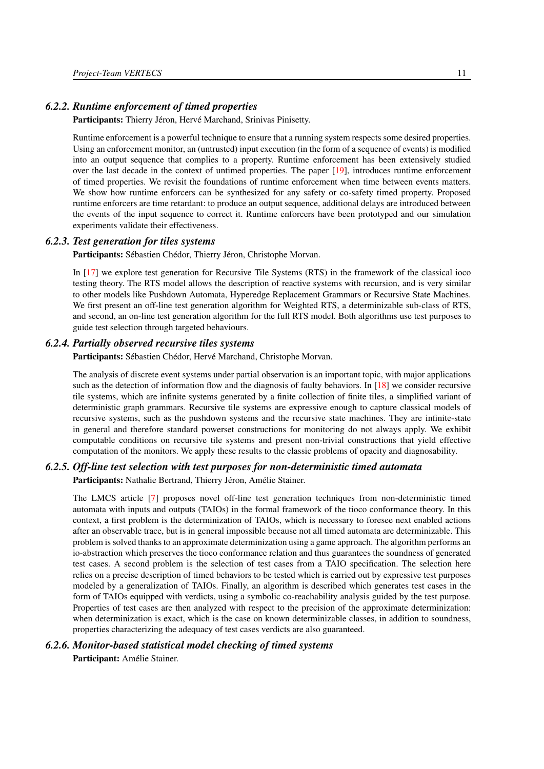### 6.2.2. Runtime enforcement of timed properties

**Participants:** Thierry Jéron, Hervé Marchand, Srinivas Pinisetty.

Runtime enforcement is a powerful technique to ensure that a running system respects some desired properties. Using an enforcement monitor, an (untrusted) input execution (in the form of a sequence of events) is modified into an output sequence that complies to a property. Runtime enforcement has been extensively studied over the last decade in the context of untimed properties. The paper [19], introduces runtime enforcement of timed properties. We revisit the foundations of runtime enforcement when time between events matters. We show how runtime enforcers can be synthesized for any safety or co-safety timed property. Proposed runtime enforcers are time retardant: to produce an output sequence, additional delays are introduced between the events of the input sequence to correct it. Runtime enforcers have been prototyped and our simulation experiments validate their effectiveness.

### 6.2.3. Test generation for tiles systems

**Participants:** Sébastien Chédor, Thierry Jéron, Christophe Morvan.

In [17] we explore test generation for Recursive Tile Systems (RTS) in the framework of the classical ioco testing theory. The RTS model allows the description of reactive systems with recursion, and is very similar to other models like Pushdown Automata, Hyperedge Replacement Grammars or Recursive State Machines. We first present an off-line test generation algorithm for Weighted RTS, a determinizable sub-class of RTS, and second, an on-line test generation algorithm for the full RTS model. Both algorithms use test purposes to guide test selection through targeted behaviours.

### 6.2.4. Partially observed recursive tiles systems

**Participants:** Sébastien Chédor, Hervé Marchand, Christophe Morvan.

The analysis of discrete event systems under partial observation is an important topic, with major applications such as the detection of information flow and the diagnosis of faulty behaviors. In [18] we consider recursive tile systems, which are infinite systems generated by a finite collection of finite tiles, a simplified variant of deterministic graph grammars. Recursive tile systems are expressive enough to capture classical models of recursive systems, such as the pushdown systems and the recursive state machines. They are infinite-state in general and therefore standard powerset constructions for monitoring do not always apply. We exhibit computable conditions on recursive tile systems and present non-trivial constructions that yield effective computation of the monitors. We apply these results to the classic problems of opacity and diagnosability.

### 6.2.5. Off-line test selection with test purposes for non-deterministic timed automata

**Participants:** Nathalie Bertrand, Thierry Jéron, Amélie Stainer.

The LMCS article [7] proposes novel off-line test generation techniques from non-deterministic timed automata with inputs and outputs (TAIOs) in the formal framework of the tioco conformance theory. In this context, a first problem is the determinization of TAIOs, which is necessary to foresee next enabled actions after an observable trace, but is in general impossible because not all timed automata are determinizable. This problem is solved thanks to an approximate determinization using a game approach. The algorithm performs an io-abstraction which preserves the tioco conformance relation and thus guarantees the soundness of generated test cases. A second problem is the selection of test cases from a TAIO specification. The selection here relies on a precise description of timed behaviors to be tested which is carried out by expressive test purposes modeled by a generalization of TAIOs. Finally, an algorithm is described which generates test cases in the form of TAIOs equipped with verdicts, using a symbolic co-reachability analysis guided by the test purpose. Properties of test cases are then analyzed with respect to the precision of the approximate determinization: when determinization is exact, which is the case on known determinizable classes, in addition to soundness, properties characterizing the adequacy of test cases verdicts are also guaranteed.

### 6.2.6. Monitor-based statistical model checking of timed systems

**Participant:** Amélie Stainer.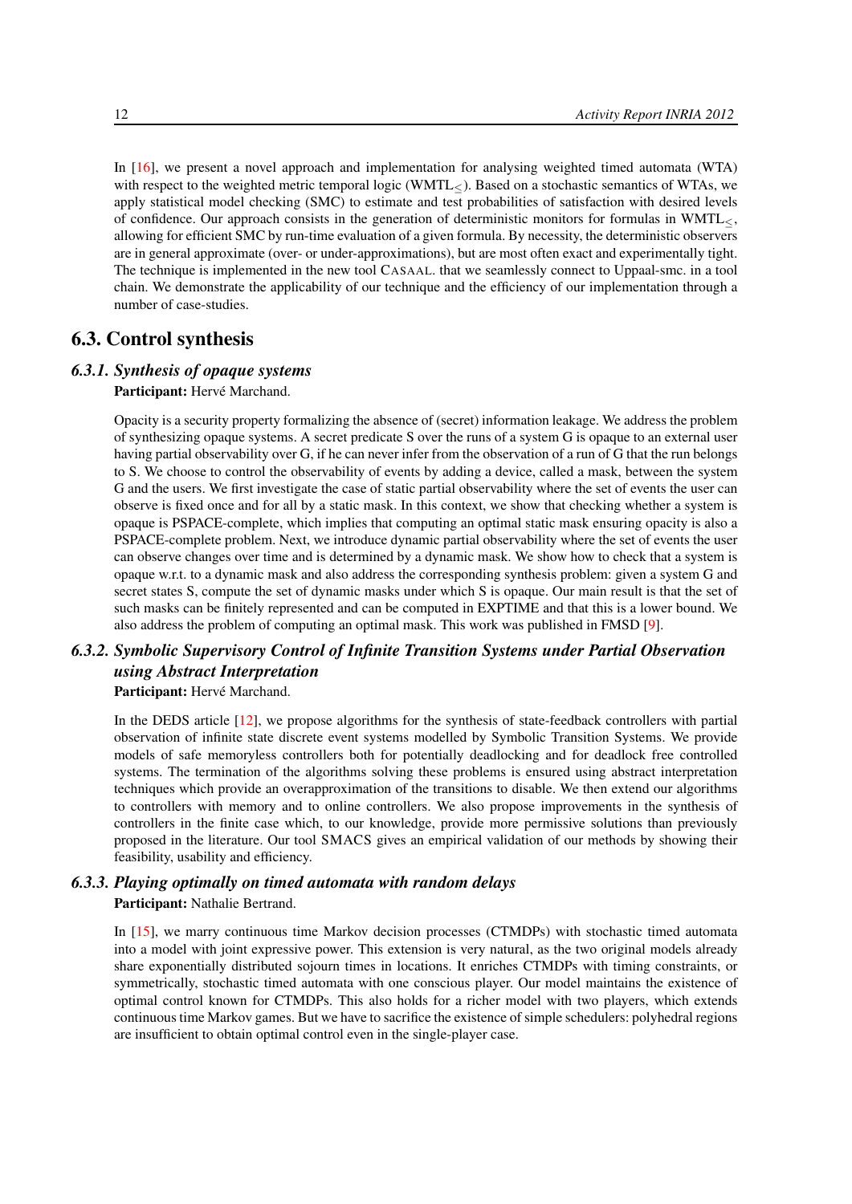In [16], we present a novel approach and implementation for analysing weighted timed automata (WTA) with respect to the weighted metric temporal logic ($WMTL_{\leq}$). Based on a stochastic semantics of WTAs, we apply statistical model checking (SMC) to estimate and test probabilities of satisfaction with desired levels of confidence. Our approach consists in the generation of deterministic monitors for formulas in $WMTL_{\leq}$, allowing for efficient SMC by run-time evaluation of a given formula. By necessity, the deterministic observers are in general approximate (over- or under-approximations), but are most often exact and experimentally tight. The technique is implemented in the new tool CASAAL. that we seamlessly connect to Uppaal-smc. in a tool chain. We demonstrate the applicability of our technique and the efficiency of our implementation through a number of case-studies.

## 6.3. Control synthesis

### *6.3.1. Synthesis of opaque systems*

**Participant:** Hervé Marchand.

Opacity is a security property formalizing the absence of (secret) information leakage. We address the problem of synthesizing opaque systems. A secret predicate S over the runs of a system G is opaque to an external user having partial observability over G, if he can never infer from the observation of a run of G that the run belongs to S. We choose to control the observability of events by adding a device, called a mask, between the system G and the users. We first investigate the case of static partial observability where the set of events the user can observe is fixed once and for all by a static mask. In this context, we show that checking whether a system is opaque is PSPACE-complete, which implies that computing an optimal static mask ensuring opacity is also a PSPACE-complete problem. Next, we introduce dynamic partial observability where the set of events the user can observe changes over time and is determined by a dynamic mask. We show how to check that a system is opaque w.r.t. to a dynamic mask and also address the corresponding synthesis problem: given a system G and secret states S, compute the set of dynamic masks under which S is opaque. Our main result is that the set of such masks can be finitely represented and can be computed in EXPTIME and that this is a lower bound. We also address the problem of computing an optimal mask. This work was published in FMSD [9].

### *6.3.2. Symbolic Supervisory Control of Infinite Transition Systems under Partial Observation using Abstract Interpretation*

**Participant:** Hervé Marchand.

In the DEDS article [12], we propose algorithms for the synthesis of state-feedback controllers with partial observation of infinite state discrete event systems modelled by Symbolic Transition Systems. We provide models of safe memoryless controllers both for potentially deadlocking and for deadlock free controlled systems. The termination of the algorithms solving these problems is ensured using abstract interpretation techniques which provide an overapproximation of the transitions to disable. We then extend our algorithms to controllers with memory and to online controllers. We also propose improvements in the synthesis of controllers in the finite case which, to our knowledge, provide more permissive solutions than previously proposed in the literature. Our tool SMACS gives an empirical validation of our methods by showing their feasibility, usability and efficiency.

### *6.3.3. Playing optimally on timed automata with random delays*

**Participant:** Nathalie Bertrand.

In [15], we marry continuous time Markov decision processes (CTMDPs) with stochastic timed automata into a model with joint expressive power. This extension is very natural, as the two original models already share exponentially distributed sojourn times in locations. It enriches CTMDPs with timing constraints, or symmetrically, stochastic timed automata with one conscious player. Our model maintains the existence of optimal control known for CTMDPs. This also holds for a richer model with two players, which extends continuous time Markov games. But we have to sacrifice the existence of simple schedulers: polyhedral regions are insufficient to obtain optimal control even in the single-player case.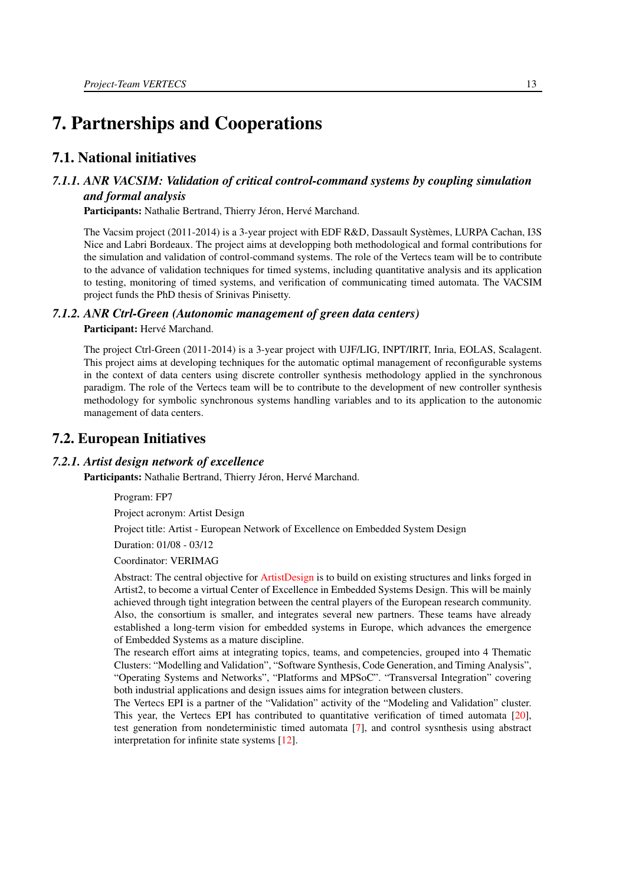# 7. Partnerships and Cooperations

## 7.1. National initiatives

### 7.1.1. ANR VACSIM: Validation of critical control-command systems by coupling simulation and formal analysis

**Participants:** Nathalie Bertrand, Thierry Jéron, Hervé Marchand.

The Vacsim project (2011-2014) is a 3-year project with EDF R&D, Dassault Systèmes, LURPA Cachan, I3S Nice and Labri Bordeaux. The project aims at developping both methodological and formal contributions for the simulation and validation of control-command systems. The role of the Vertecs team will be to contribute to the advance of validation techniques for timed systems, including quantitative analysis and its application to testing, monitoring of timed systems, and verification of communicating timed automata. The VACSIM project funds the PhD thesis of Srinivas Pinisetty.

### 7.1.2. ANR Ctrl-Green (Autonomic management of green data centers)

**Participant:** Hervé Marchand.

The project Ctrl-Green (2011-2014) is a 3-year project with UJF/LIG, INPT/IRIT, Inria, EOLAS, Scalagent. This project aims at developing techniques for the automatic optimal management of reconfigurable systems in the context of data centers using discrete controller synthesis methodology applied in the synchronous paradigm. The role of the Vertecs team will be to contribute to the development of new controller synthesis methodology for symbolic synchronous systems handling variables and to its application to the autonomic management of data centers.

## 7.2. European Initiatives

### 7.2.1. Artist design network of excellence

**Participants:** Nathalie Bertrand, Thierry Jéron, Hervé Marchand.

Program: FP7

Project acronym: Artist Design

Project title: Artist - European Network of Excellence on Embedded System Design

Duration: 01/08 - 03/12

Coordinator: VERIMAG

Abstract: The central objective for ArtistDesign is to build on existing structures and links forged in Artist2, to become a virtual Center of Excellence in Embedded Systems Design. This will be mainly achieved through tight integration between the central players of the European research community. Also, the consortium is smaller, and integrates several new partners. These teams have already established a long-term vision for embedded systems in Europe, which advances the emergence of Embedded Systems as a mature discipline.

The research effort aims at integrating topics, teams, and competencies, grouped into 4 Thematic Clusters: "Modelling and Validation", "Software Synthesis, Code Generation, and Timing Analysis", "Operating Systems and Networks", "Platforms and MPSoC". "Transversal Integration" covering both industrial applications and design issues aims for integration between clusters.

The Vertecs EPI is a partner of the "Validation" activity of the "Modeling and Validation" cluster. This year, the Vertecs EPI has contributed to quantitative verification of timed automata [20], test generation from nondeterministic timed automata [7], and control sysnthesis using abstract interpretation for infinite state systems [12].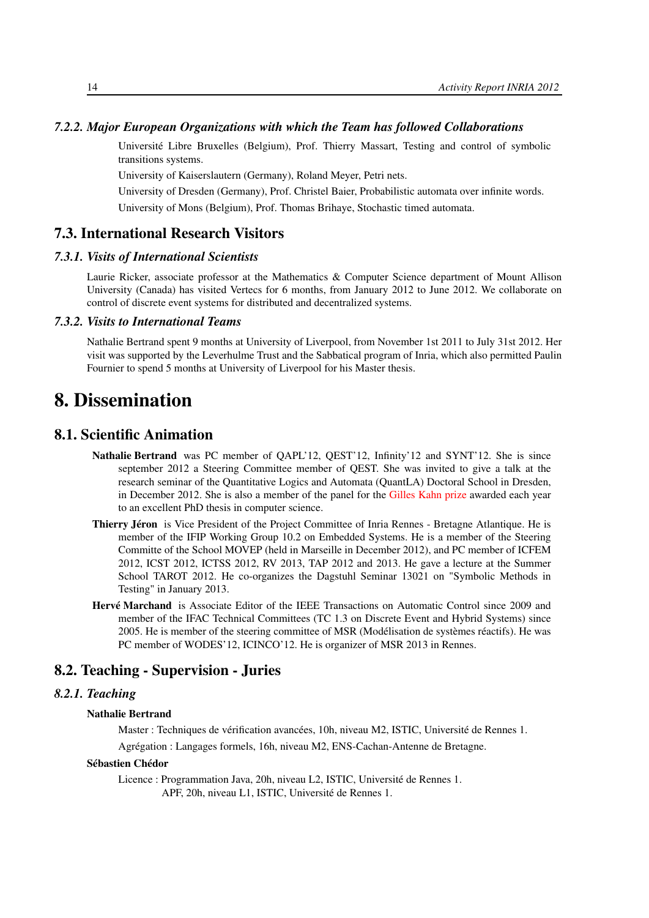### 7.2.2. Major European Organizations with which the Team has followed Collaborations

Université Libre Bruxelles (Belgium), Prof. Thierry Massart, Testing and control of symbolic transitions systems.

University of Kaiserslautern (Germany), Roland Meyer, Petri nets.

University of Dresden (Germany), Prof. Christel Baier, Probabilistic automata over infinite words.

University of Mons (Belgium), Prof. Thomas Brihaye, Stochastic timed automata.

## 7.3. International Research Visitors

### 7.3.1. Visits of International Scientists

Laurie Ricker, associate professor at the Mathematics & Computer Science department of Mount Allison University (Canada) has visited Vertecs for 6 months, from January 2012 to June 2012. We collaborate on control of discrete event systems for distributed and decentralized systems.

### 7.3.2. Visits to International Teams

Nathalie Bertrand spent 9 months at University of Liverpool, from November 1st 2011 to July 31st 2012. Her visit was supported by the Leverhulme Trust and the Sabbatical program of Inria, which also permitted Paulin Fournier to spend 5 months at University of Liverpool for his Master thesis.

# 8. Dissemination

## 8.1. Scientific Animation

**Nathalie Bertrand** was PC member of QAPL'12, QEST'12, Infinity'12 and SYNT'12. She is since september 2012 a Steering Committee member of QEST. She was invited to give a talk at the research seminar of the Quantitative Logics and Automata (QuantLA) Doctoral School in Dresden, in December 2012. She is also a member of the panel for the Gilles Kahn prize awarded each year to an excellent PhD thesis in computer science.

**Thierry Jéron** is Vice President of the Project Committee of Inria Rennes - Bretagne Atlantique. He is member of the IFIP Working Group 10.2 on Embedded Systems. He is a member of the Steering Committe of the School MOVEP (held in Marseille in December 2012), and PC member of ICFEM 2012, ICST 2012, ICTSS 2012, RV 2013, TAP 2012 and 2013. He gave a lecture at the Summer School TAROT 2012. He co-organizes the Dagstuhl Seminar 13021 on "Symbolic Methods in Testing" in January 2013.

**Hervé Marchand** is Associate Editor of the IEEE Transactions on Automatic Control since 2009 and member of the IFAC Technical Committees (TC 1.3 on Discrete Event and Hybrid Systems) since 2005. He is member of the steering committee of MSR (Modélisation de systèmes réactifs). He was PC member of WODES'12, ICINCO'12. He is organizer of MSR 2013 in Rennes.

## 8.2. Teaching - Supervision - Juries

### 8.2.1. Teaching

**Nathalie Bertrand**

Master : Techniques de vérification avancées, 10h, niveau M2, ISTIC, Université de Rennes 1.

Agrégation : Langages formels, 16h, niveau M2, ENS-Cachan-Antenne de Bretagne.

**Sébastien Chédor**

Licence : Programmation Java, 20h, niveau L2, ISTIC, Université de Rennes 1.
APF, 20h, niveau L1, ISTIC, Université de Rennes 1.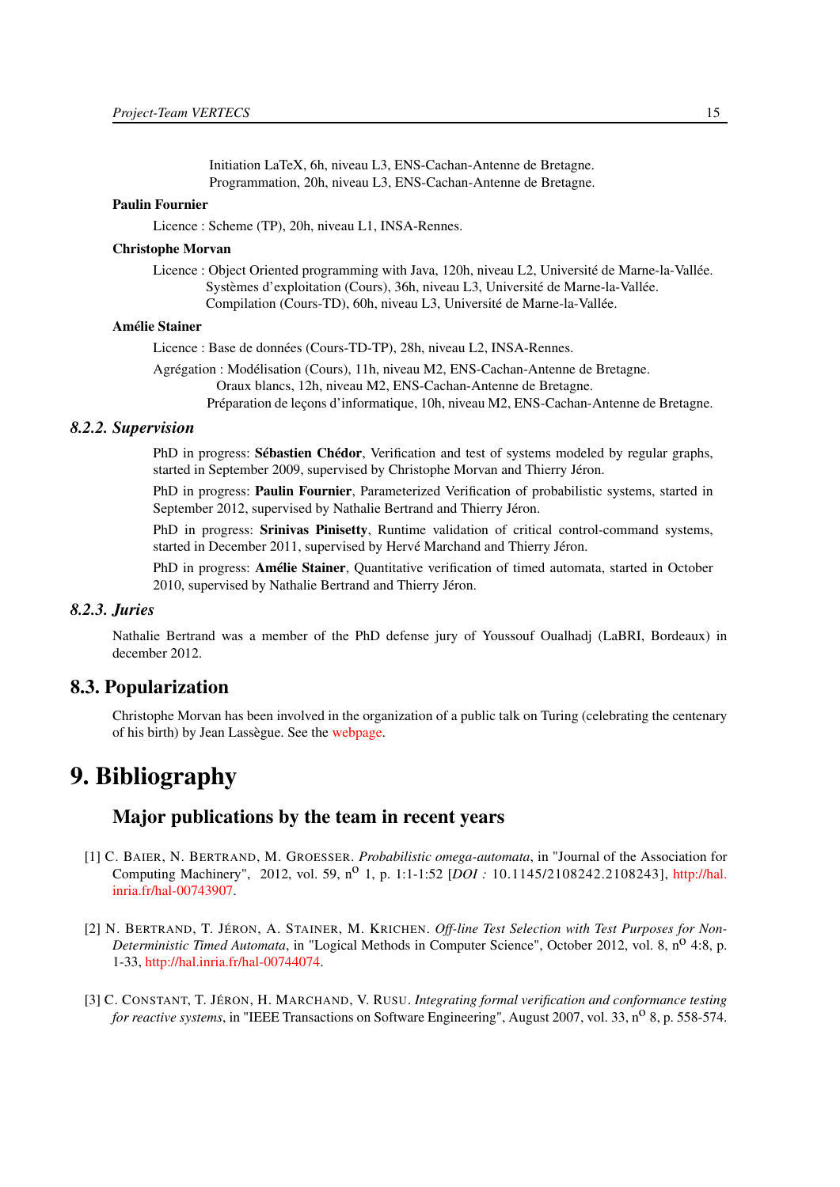Initiation LaTeX, 6h, niveau L3, ENS-Cachan-Antenne de Bretagne.
Programmation, 20h, niveau L3, ENS-Cachan-Antenne de Bretagne.

**Paulin Fournier**

Licence : Scheme (TP), 20h, niveau L1, INSA-Rennes.

**Christophe Morvan**

Licence : Object Oriented programming with Java, 120h, niveau L2, Université de Marne-la-Vallée.
Systèmes d'exploitation (Cours), 36h, niveau L3, Université de Marne-la-Vallée.
Compilation (Cours-TD), 60h, niveau L3, Université de Marne-la-Vallée.

**Amélie Stainer**

Licence : Base de données (Cours-TD-TP), 28h, niveau L2, INSA-Rennes.

Agrégation : Modélisation (Cours), 11h, niveau M2, ENS-Cachan-Antenne de Bretagne.
Oraux blancs, 12h, niveau M2, ENS-Cachan-Antenne de Bretagne.
Préparation de leçons d'informatique, 10h, niveau M2, ENS-Cachan-Antenne de Bretagne.

#### *8.2.2. Supervision*

PhD in progress: **Sébastien Chédor**, Verification and test of systems modeled by regular graphs, started in September 2009, supervised by Christophe Morvan and Thierry Jéron.

PhD in progress: **Paulin Fournier**, Parameterized Verification of probabilistic systems, started in September 2012, supervised by Nathalie Bertrand and Thierry Jéron.

PhD in progress: **Srinivas Pinisetty**, Runtime validation of critical control-command systems, started in December 2011, supervised by Hervé Marchand and Thierry Jéron.

PhD in progress: **Amélie Stainer**, Quantitative verification of timed automata, started in October 2010, supervised by Nathalie Bertrand and Thierry Jéron.

#### *8.2.3. Juries*

Nathalie Bertrand was a member of the PhD defense jury of Youssouf Oualhadj (LaBRI, Bordeaux) in december 2012.

## 8.3. Popularization

Christophe Morvan has been involved in the organization of a public talk on Turing (celebrating the centenary of his birth) by Jean Lassègue. See the webpage.

# 9. Bibliography

## Major publications by the team in recent years

[1] C. Baier, N. Bertrand, M. Groesser. *Probabilistic omega-automata*, in "Journal of the Association for Computing Machinery", 2012, vol. 59, n$^{o}$ 1, p. 1:1-1:52 [*DOI :* 10.1145/2108242.2108243], http://hal.inria.fr/hal-00743907.

[2] N. Bertrand, T. Jéron, A. Stainer, M. Krichen. *Off-line Test Selection with Test Purposes for Non-Deterministic Timed Automata*, in "Logical Methods in Computer Science", October 2012, vol. 8, n$^{o}$ 4:8, p. 1-33, http://hal.inria.fr/hal-00744074.

[3] C. Constant, T. Jéron, H. Marchand, V. Rusu. *Integrating formal verification and conformance testing for reactive systems*, in "IEEE Transactions on Software Engineering", August 2007, vol. 33, n$^{o}$ 8, p. 558-574.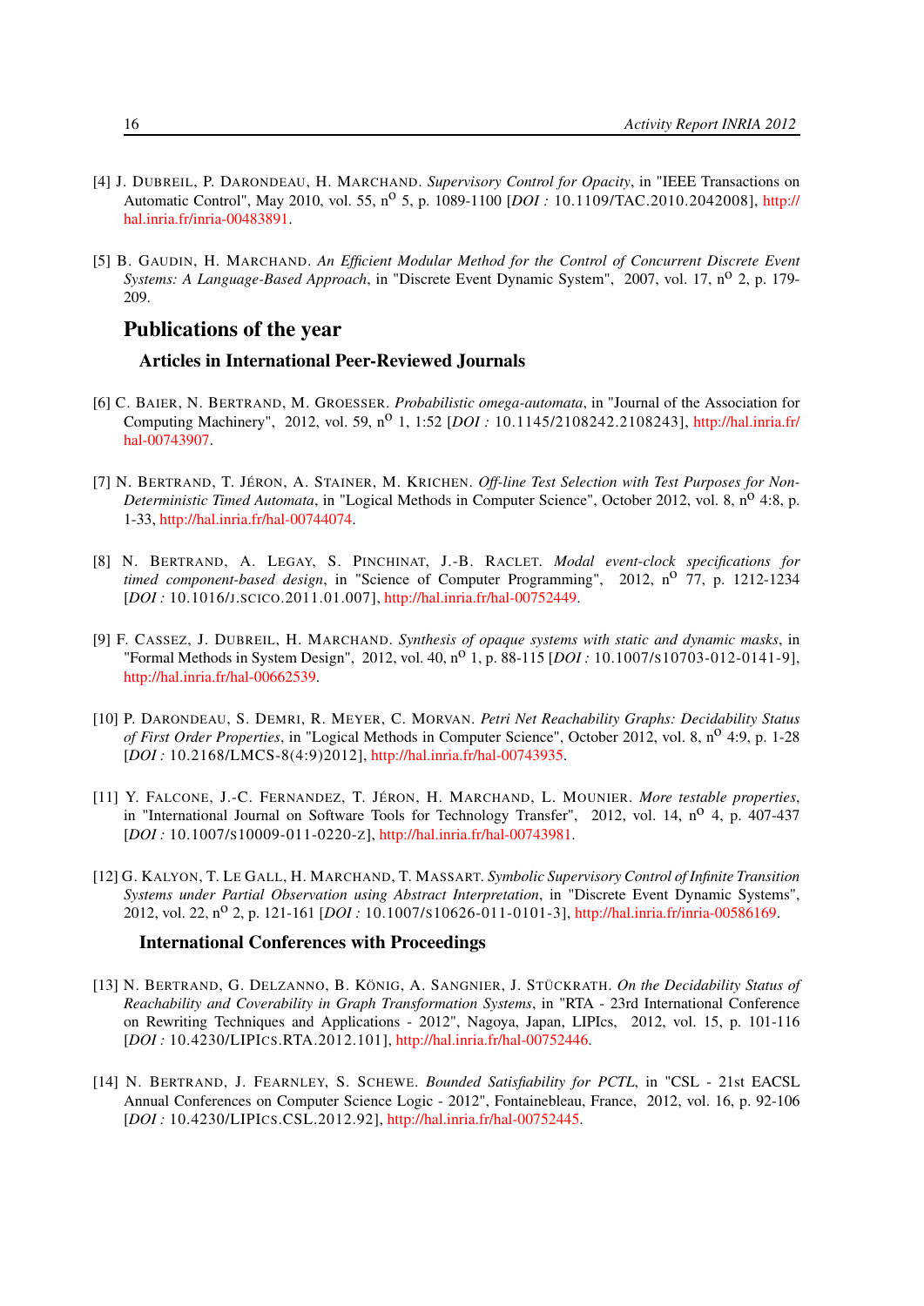[4] J. DUBREIL, P. DARONDEAU, H. MARCHAND. *Supervisory Control for Opacity*, in "IEEE Transactions on Automatic Control", May 2010, vol. 55, n$^{o}$ 5, p. 1089-1100 [*DOI :* 10.1109/TAC.2010.2042008], http://hal.inria.fr/inria-00483891.

[5] B. GAUDIN, H. MARCHAND. *An Efficient Modular Method for the Control of Concurrent Discrete Event Systems: A Language-Based Approach*, in "Discrete Event Dynamic System", 2007, vol. 17, n$^{o}$ 2, p. 179-209.

## Publications of the year

### Articles in International Peer-Reviewed Journals

[6] C. BAIER, N. BERTRAND, M. GROESSER. *Probabilistic omega-automata*, in "Journal of the Association for Computing Machinery", 2012, vol. 59, n$^{o}$ 1, 1:52 [*DOI :* 10.1145/2108242.2108243], http://hal.inria.fr/hal-00743907.

[7] N. BERTRAND, T. JÉRON, A. STAINER, M. KRICHEN. *Off-line Test Selection with Test Purposes for Non-Deterministic Timed Automata*, in "Logical Methods in Computer Science", October 2012, vol. 8, n$^{o}$ 4:8, p. 1-33, http://hal.inria.fr/hal-00744074.

[8] N. BERTRAND, A. LEGAY, S. PINCHINAT, J.-B. RACLET. *Modal event-clock specifications for timed component-based design*, in "Science of Computer Programming", 2012, n$^{o}$ 77, p. 1212-1234 [*DOI :* 10.1016/J.SCICO.2011.01.007], http://hal.inria.fr/hal-00752449.

[9] F. CASSEZ, J. DUBREIL, H. MARCHAND. *Synthesis of opaque systems with static and dynamic masks*, in "Formal Methods in System Design", 2012, vol. 40, n$^{o}$ 1, p. 88-115 [*DOI :* 10.1007/S10703-012-0141-9], http://hal.inria.fr/hal-00662539.

[10] P. DARONDEAU, S. DEMRI, R. MEYER, C. MORVAN. *Petri Net Reachability Graphs: Decidability Status of First Order Properties*, in "Logical Methods in Computer Science", October 2012, vol. 8, n$^{o}$ 4:9, p. 1-28 [*DOI :* 10.2168/LMCS-8(4:9)2012], http://hal.inria.fr/hal-00743935.

[11] Y. FALCONE, J.-C. FERNANDEZ, T. JÉRON, H. MARCHAND, L. MOUNIER. *More testable properties*, in "International Journal on Software Tools for Technology Transfer", 2012, vol. 14, n$^{o}$ 4, p. 407-437 [*DOI :* 10.1007/S10009-011-0220-Z], http://hal.inria.fr/hal-00743981.

[12] G. KALYON, T. LE GALL, H. MARCHAND, T. MASSART. *Symbolic Supervisory Control of Infinite Transition Systems under Partial Observation using Abstract Interpretation*, in "Discrete Event Dynamic Systems", 2012, vol. 22, n$^{o}$ 2, p. 121-161 [*DOI :* 10.1007/S10626-011-0101-3], http://hal.inria.fr/inria-00586169.

### International Conferences with Proceedings

[13] N. BERTRAND, G. DELZANNO, B. KÖNIG, A. SANGNIER, J. STÜCKRATH. *On the Decidability Status of Reachability and Coverability in Graph Transformation Systems*, in "RTA - 23rd International Conference on Rewriting Techniques and Applications - 2012", Nagoya, Japan, LIPIcs, 2012, vol. 15, p. 101-116 [*DOI :* 10.4230/LIPICS.RTA.2012.101], http://hal.inria.fr/hal-00752446.

[14] N. BERTRAND, J. FEARNLEY, S. SCHEWE. *Bounded Satisfiability for PCTL*, in "CSL - 21st EACSL Annual Conferences on Computer Science Logic - 2012", Fontainebleau, France, 2012, vol. 16, p. 92-106 [*DOI :* 10.4230/LIPICS.CSL.2012.92], http://hal.inria.fr/hal-00752445.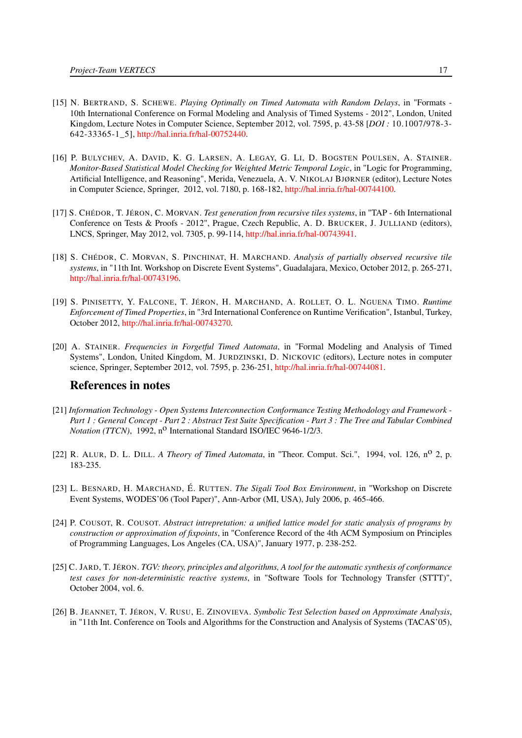[15] N. BERTRAND, S. SCHEWE. *Playing Optimally on Timed Automata with Random Delays*, in "Formats - 10th International Conference on Formal Modeling and Analysis of Timed Systems - 2012", London, United Kingdom, Lecture Notes in Computer Science, September 2012, vol. 7595, p. 43-58 [*DOI :* 10.1007/978-3-642-33365-1_5], http://hal.inria.fr/hal-00752440.

[16] P. BULYCHEV, A. DAVID, K. G. LARSEN, A. LEGAY, G. LI, D. BOGSTEN POULSEN, A. STAINER. *Monitor-Based Statistical Model Checking for Weighted Metric Temporal Logic*, in "Logic for Programming, Artificial Intelligence, and Reasoning", Merida, Venezuela, A. V. NIKOLAJ BJØRNER (editor), Lecture Notes in Computer Science, Springer, 2012, vol. 7180, p. 168-182, http://hal.inria.fr/hal-00744100.

[17] S. CHÉDOR, T. JÉRON, C. MORVAN. *Test generation from recursive tiles systems*, in "TAP - 6th International Conference on Tests & Proofs - 2012", Prague, Czech Republic, A. D. BRUCKER, J. JULLIAND (editors), LNCS, Springer, May 2012, vol. 7305, p. 99-114, http://hal.inria.fr/hal-00743941.

[18] S. CHÉDOR, C. MORVAN, S. PINCHINAT, H. MARCHAND. *Analysis of partially observed recursive tile systems*, in "11th Int. Workshop on Discrete Event Systems", Guadalajara, Mexico, October 2012, p. 265-271, http://hal.inria.fr/hal-00743196.

[19] S. PINISETTY, Y. FALCONE, T. JÉRON, H. MARCHAND, A. ROLLET, O. L. NGUENA TIMO. *Runtime Enforcement of Timed Properties*, in "3rd International Conference on Runtime Verification", Istanbul, Turkey, October 2012, http://hal.inria.fr/hal-00743270.

[20] A. STAINER. *Frequencies in Forgetful Timed Automata*, in "Formal Modeling and Analysis of Timed Systems", London, United Kingdom, M. JURDZINSKI, D. NICKOVIC (editors), Lecture notes in computer science, Springer, September 2012, vol. 7595, p. 236-251, http://hal.inria.fr/hal-00744081.

## References in notes

[21] *Information Technology - Open Systems Interconnection Conformance Testing Methodology and Framework - Part 1 : General Concept - Part 2 : Abstract Test Suite Specification - Part 3 : The Tree and Tabular Combined Notation (TTCN)*, 1992, n$^{o}$ International Standard ISO/IEC 9646-1/2/3.

[22] R. ALUR, D. L. DILL. *A Theory of Timed Automata*, in "Theor. Comput. Sci.", 1994, vol. 126, n$^{o}$ 2, p. 183-235.

[23] L. BESNARD, H. MARCHAND, É. RUTTEN. *The Sigali Tool Box Environment*, in "Workshop on Discrete Event Systems, WODES'06 (Tool Paper)", Ann-Arbor (MI, USA), July 2006, p. 465-466.

[24] P. COUSOT, R. COUSOT. *Abstract intrepretation: a unified lattice model for static analysis of programs by construction or approximation of fixpoints*, in "Conference Record of the 4th ACM Symposium on Principles of Programming Languages, Los Angeles (CA, USA)", January 1977, p. 238-252.

[25] C. JARD, T. JÉRON. *TGV: theory, principles and algorithms, A tool for the automatic synthesis of conformance test cases for non-deterministic reactive systems*, in "Software Tools for Technology Transfer (STTT)", October 2004, vol. 6.

[26] B. JEANNET, T. JÉRON, V. RUSU, E. ZINOVIEVA. *Symbolic Test Selection based on Approximate Analysis*, in "11th Int. Conference on Tools and Algorithms for the Construction and Analysis of Systems (TACAS'05),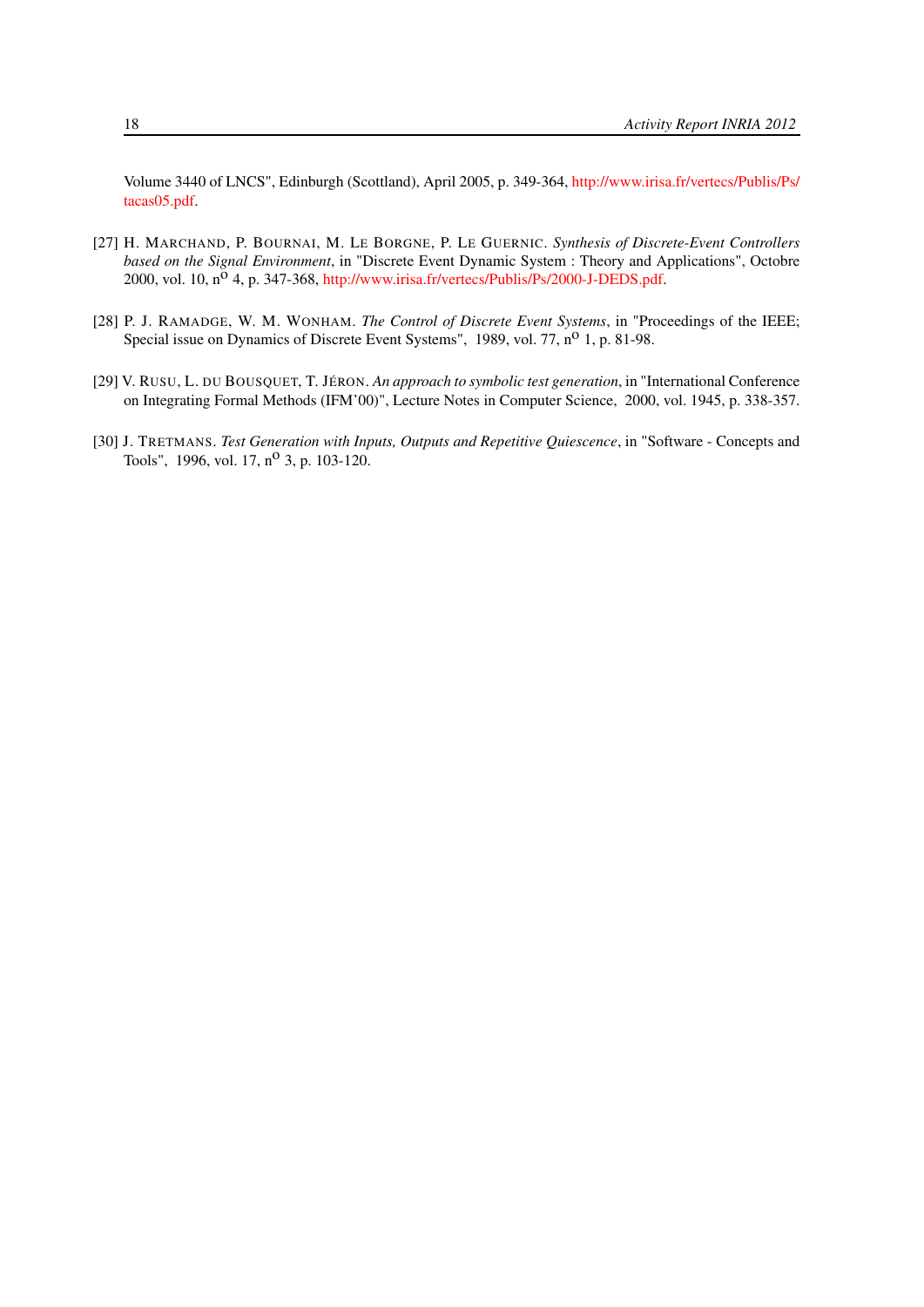Volume 3440 of LNCS", Edinburgh (Scottland), April 2005, p. 349-364, http://www.irisa.fr/vertecs/Publis/Ps/tacas05.pdf.

[27] H. MARCHAND, P. BOURNAI, M. LE BORGNE, P. LE GUERNIC. *Synthesis of Discrete-Event Controllers based on the Signal Environment*, in "Discrete Event Dynamic System : Theory and Applications", Octobre 2000, vol. 10, n$^{o}$ 4, p. 347-368, http://www.irisa.fr/vertecs/Publis/Ps/2000-J-DEDS.pdf.

[28] P. J. RAMADGE, W. M. WONHAM. *The Control of Discrete Event Systems*, in "Proceedings of the IEEE; Special issue on Dynamics of Discrete Event Systems", 1989, vol. 77, n$^{o}$ 1, p. 81-98.

[29] V. RUSU, L. DU BOUSQUET, T. JÉRON. *An approach to symbolic test generation*, in "International Conference on Integrating Formal Methods (IFM'00)", Lecture Notes in Computer Science, 2000, vol. 1945, p. 338-357.

[30] J. TRETMANS. *Test Generation with Inputs, Outputs and Repetitive Quiescence*, in "Software - Concepts and Tools", 1996, vol. 17, n$^{o}$ 3, p. 103-120.